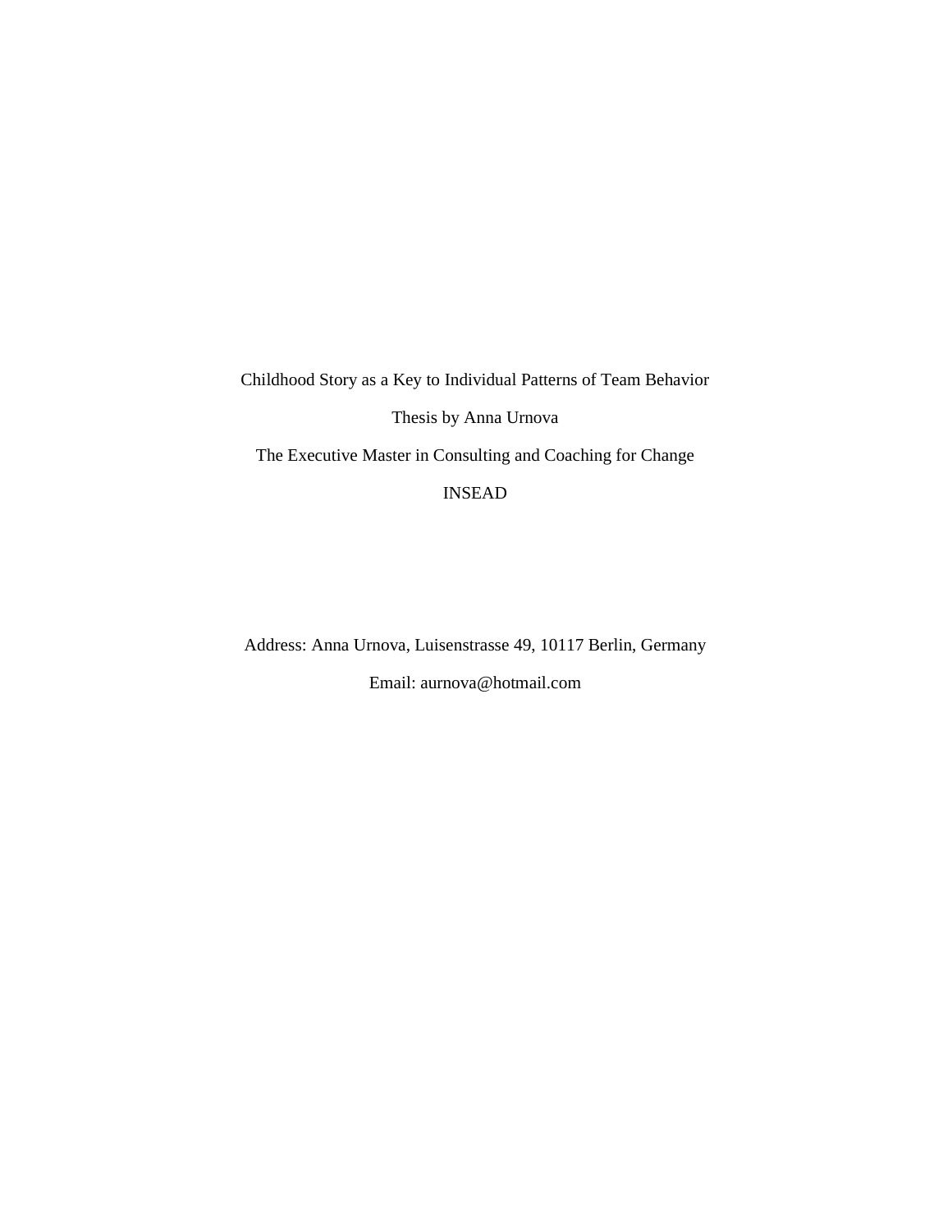# Childhood Story as a Key to Individual Patterns of Team Behavior

Thesis by Anna Urnova

The Executive Master in Consulting and Coaching for Change

INSEAD

Address: Anna Urnova, Luisenstrasse 49, 10117 Berlin, Germany

Email: aurnova@hotmail.com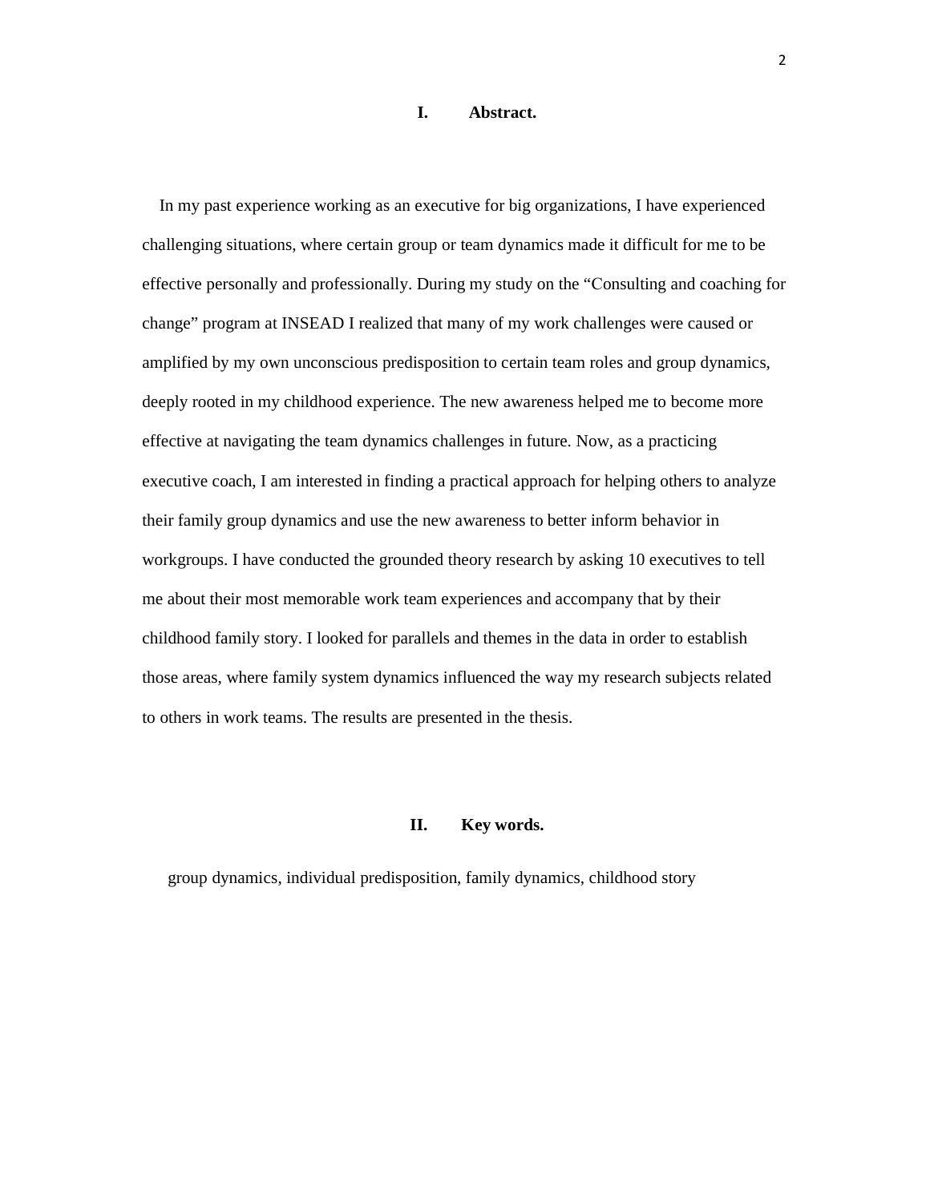## I. Abstract.

In my past experience working as an executive for big organizations, I have experienced challenging situations, where certain group or team dynamics made it difficult for me to be effective personally and professionally. During my study on the "Consulting and coaching for change" program at INSEAD I realized that many of my work challenges were caused or amplified by my own unconscious predisposition to certain team roles and group dynamics, deeply rooted in my childhood experience. The new awareness helped me to become more effective at navigating the team dynamics challenges in future. Now, as a practicing executive coach, I am interested in finding a practical approach for helping others to analyze their family group dynamics and use the new awareness to better inform behavior in workgroups. I have conducted the grounded theory research by asking 10 executives to tell me about their most memorable work team experiences and accompany that by their childhood family story. I looked for parallels and themes in the data in order to establish those areas, where family system dynamics influenced the way my research subjects related to others in work teams. The results are presented in the thesis.

## II. Key words.

group dynamics, individual predisposition, family dynamics, childhood story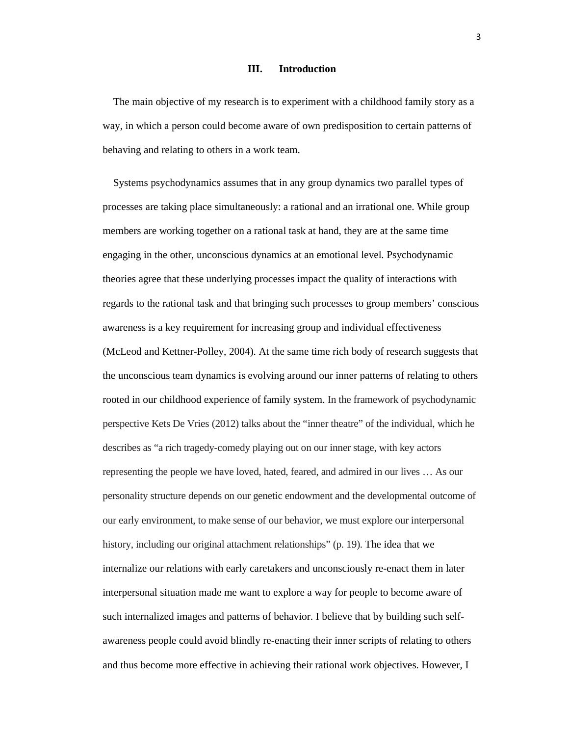## III. Introduction

The main objective of my research is to experiment with a childhood family story as a way, in which a person could become aware of own predisposition to certain patterns of behaving and relating to others in a work team.

Systems psychodynamics assumes that in any group dynamics two parallel types of processes are taking place simultaneously: a rational and an irrational one. While group members are working together on a rational task at hand, they are at the same time engaging in the other, unconscious dynamics at an emotional level. Psychodynamic theories agree that these underlying processes impact the quality of interactions with regards to the rational task and that bringing such processes to group members' conscious awareness is a key requirement for increasing group and individual effectiveness (McLeod and Kettner-Polley, 2004). At the same time rich body of research suggests that the unconscious team dynamics is evolving around our inner patterns of relating to others rooted in our childhood experience of family system. In the framework of psychodynamic perspective Kets De Vries (2012) talks about the "inner theatre" of the individual, which he describes as "a rich tragedy-comedy playing out on our inner stage, with key actors representing the people we have loved, hated, feared, and admired in our lives … As our personality structure depends on our genetic endowment and the developmental outcome of our early environment, to make sense of our behavior, we must explore our interpersonal history, including our original attachment relationships" (p. 19). The idea that we internalize our relations with early caretakers and unconsciously re-enact them in later interpersonal situation made me want to explore a way for people to become aware of such internalized images and patterns of behavior. I believe that by building such self-awareness people could avoid blindly re-enacting their inner scripts of relating to others and thus become more effective in achieving their rational work objectives. However, I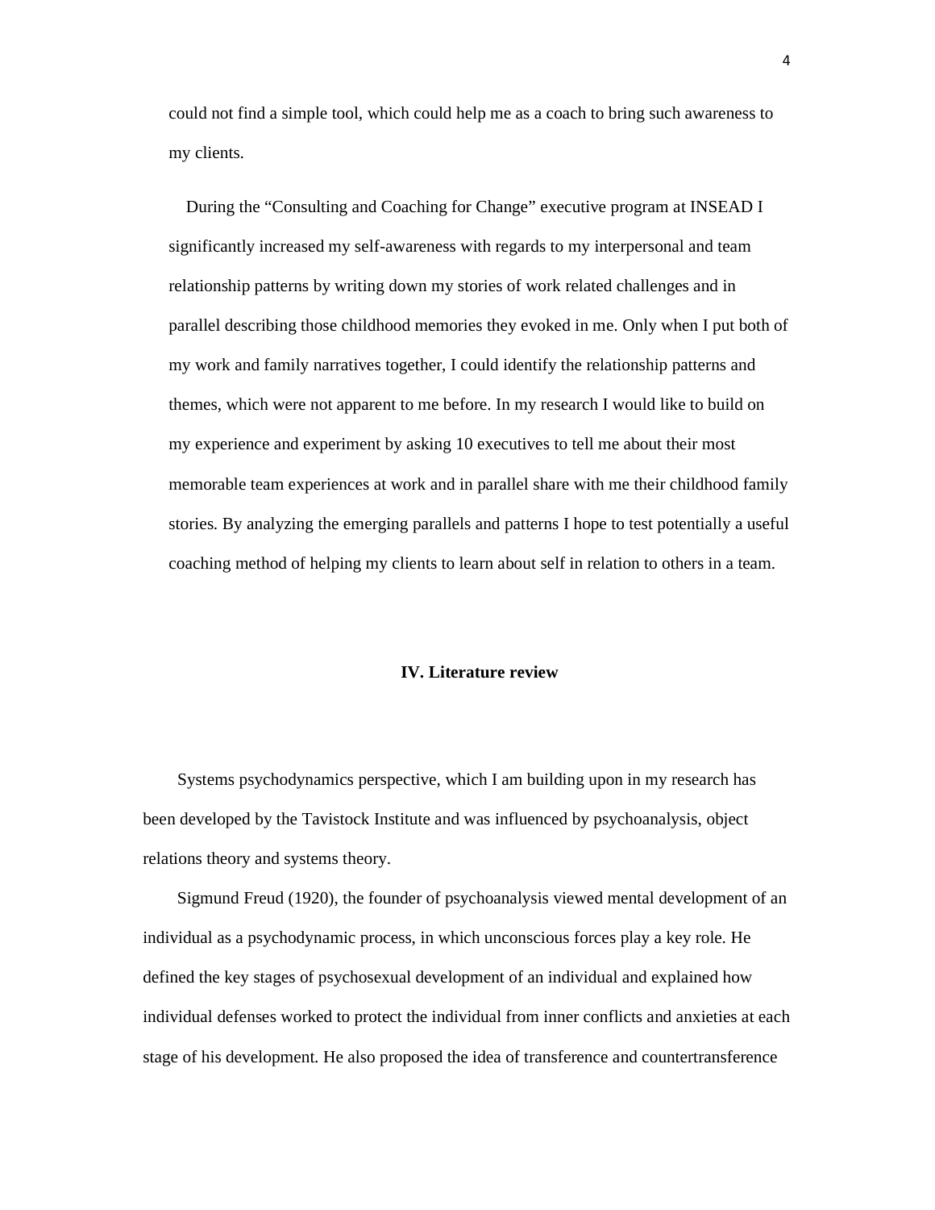could not find a simple tool, which could help me as a coach to bring such awareness to my clients.

During the "Consulting and Coaching for Change" executive program at INSEAD I significantly increased my self-awareness with regards to my interpersonal and team relationship patterns by writing down my stories of work related challenges and in parallel describing those childhood memories they evoked in me. Only when I put both of my work and family narratives together, I could identify the relationship patterns and themes, which were not apparent to me before. In my research I would like to build on my experience and experiment by asking 10 executives to tell me about their most memorable team experiences at work and in parallel share with me their childhood family stories. By analyzing the emerging parallels and patterns I hope to test potentially a useful coaching method of helping my clients to learn about self in relation to others in a team.

## IV. Literature review

Systems psychodynamics perspective, which I am building upon in my research has been developed by the Tavistock Institute and was influenced by psychoanalysis, object relations theory and systems theory.

Sigmund Freud (1920), the founder of psychoanalysis viewed mental development of an individual as a psychodynamic process, in which unconscious forces play a key role. He defined the key stages of psychosexual development of an individual and explained how individual defenses worked to protect the individual from inner conflicts and anxieties at each stage of his development. He also proposed the idea of transference and countertransference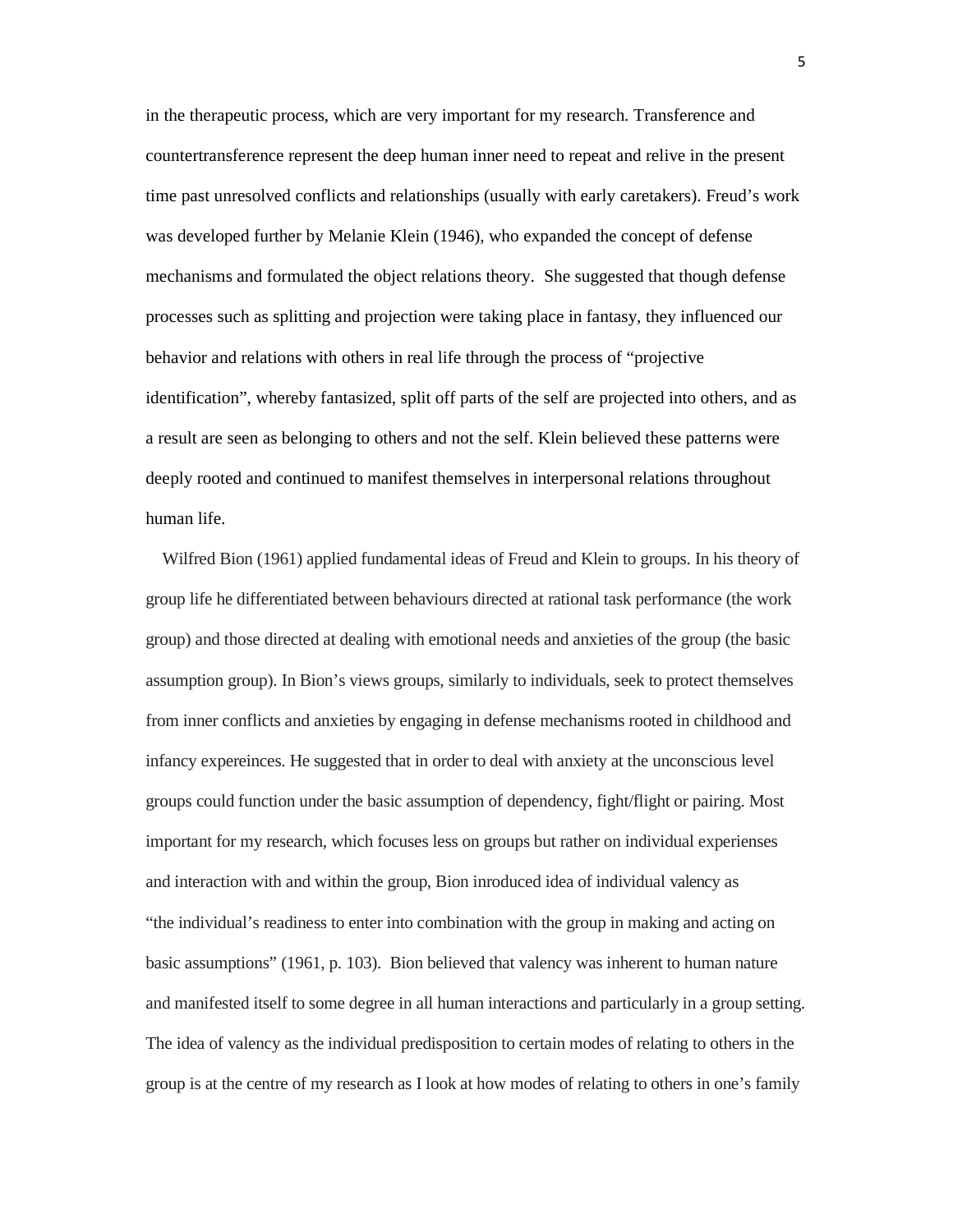in the therapeutic process, which are very important for my research. Transference and countertransference represent the deep human inner need to repeat and relive in the present time past unresolved conflicts and relationships (usually with early caretakers). Freud's work was developed further by Melanie Klein (1946), who expanded the concept of defense mechanisms and formulated the object relations theory. She suggested that though defense processes such as splitting and projection were taking place in fantasy, they influenced our behavior and relations with others in real life through the process of "projective identification", whereby fantasized, split off parts of the self are projected into others, and as a result are seen as belonging to others and not the self. Klein believed these patterns were deeply rooted and continued to manifest themselves in interpersonal relations throughout human life.

Wilfred Bion (1961) applied fundamental ideas of Freud and Klein to groups. In his theory of group life he differentiated between behaviours directed at rational task performance (the work group) and those directed at dealing with emotional needs and anxieties of the group (the basic assumption group). In Bion's views groups, similarly to individuals, seek to protect themselves from inner conflicts and anxieties by engaging in defense mechanisms rooted in childhood and infancy expereinces. He suggested that in order to deal with anxiety at the unconscious level groups could function under the basic assumption of dependency, fight/flight or pairing. Most important for my research, which focuses less on groups but rather on individual experienses and interaction with and within the group, Bion inroduced idea of individual valency as "the individual's readiness to enter into combination with the group in making and acting on basic assumptions" (1961, p. 103). Bion believed that valency was inherent to human nature and manifested itself to some degree in all human interactions and particularly in a group setting. The idea of valency as the individual predisposition to certain modes of relating to others in the group is at the centre of my research as I look at how modes of relating to others in one's family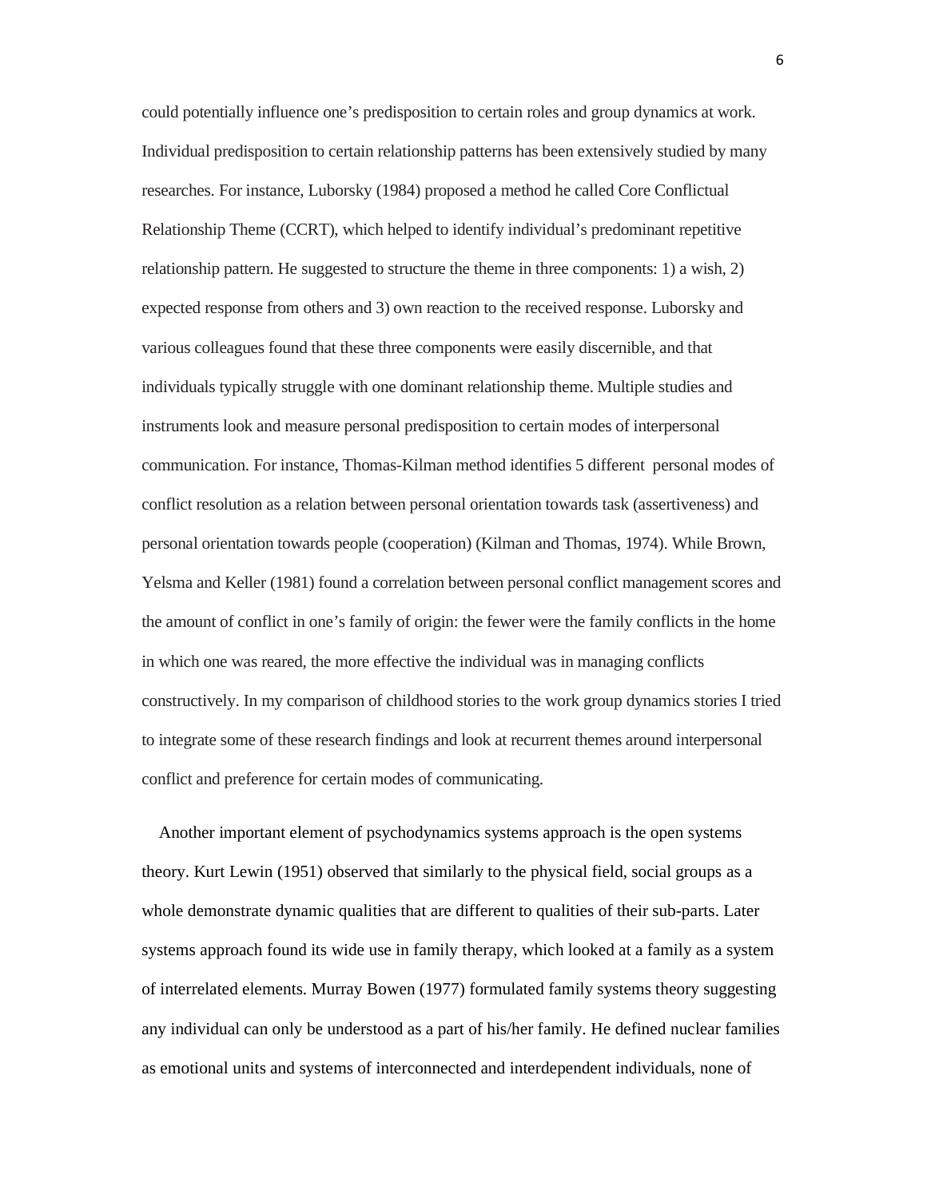could potentially influence one's predisposition to certain roles and group dynamics at work. Individual predisposition to certain relationship patterns has been extensively studied by many researches. For instance, Luborsky (1984) proposed a method he called Core Conflictual Relationship Theme (CCRT), which helped to identify individual's predominant repetitive relationship pattern. He suggested to structure the theme in three components: 1) a wish, 2) expected response from others and 3) own reaction to the received response. Luborsky and various colleagues found that these three components were easily discernible, and that individuals typically struggle with one dominant relationship theme. Multiple studies and instruments look and measure personal predisposition to certain modes of interpersonal communication. For instance, Thomas-Kilman method identifies 5 different personal modes of conflict resolution as a relation between personal orientation towards task (assertiveness) and personal orientation towards people (cooperation) (Kilman and Thomas, 1974). While Brown, Yelsma and Keller (1981) found a correlation between personal conflict management scores and the amount of conflict in one's family of origin: the fewer were the family conflicts in the home in which one was reared, the more effective the individual was in managing conflicts constructively. In my comparison of childhood stories to the work group dynamics stories I tried to integrate some of these research findings and look at recurrent themes around interpersonal conflict and preference for certain modes of communicating.

Another important element of psychodynamics systems approach is the open systems theory. Kurt Lewin (1951) observed that similarly to the physical field, social groups as a whole demonstrate dynamic qualities that are different to qualities of their sub-parts. Later systems approach found its wide use in family therapy, which looked at a family as a system of interrelated elements. Murray Bowen (1977) formulated family systems theory suggesting any individual can only be understood as a part of his/her family. He defined nuclear families as emotional units and systems of interconnected and interdependent individuals, none of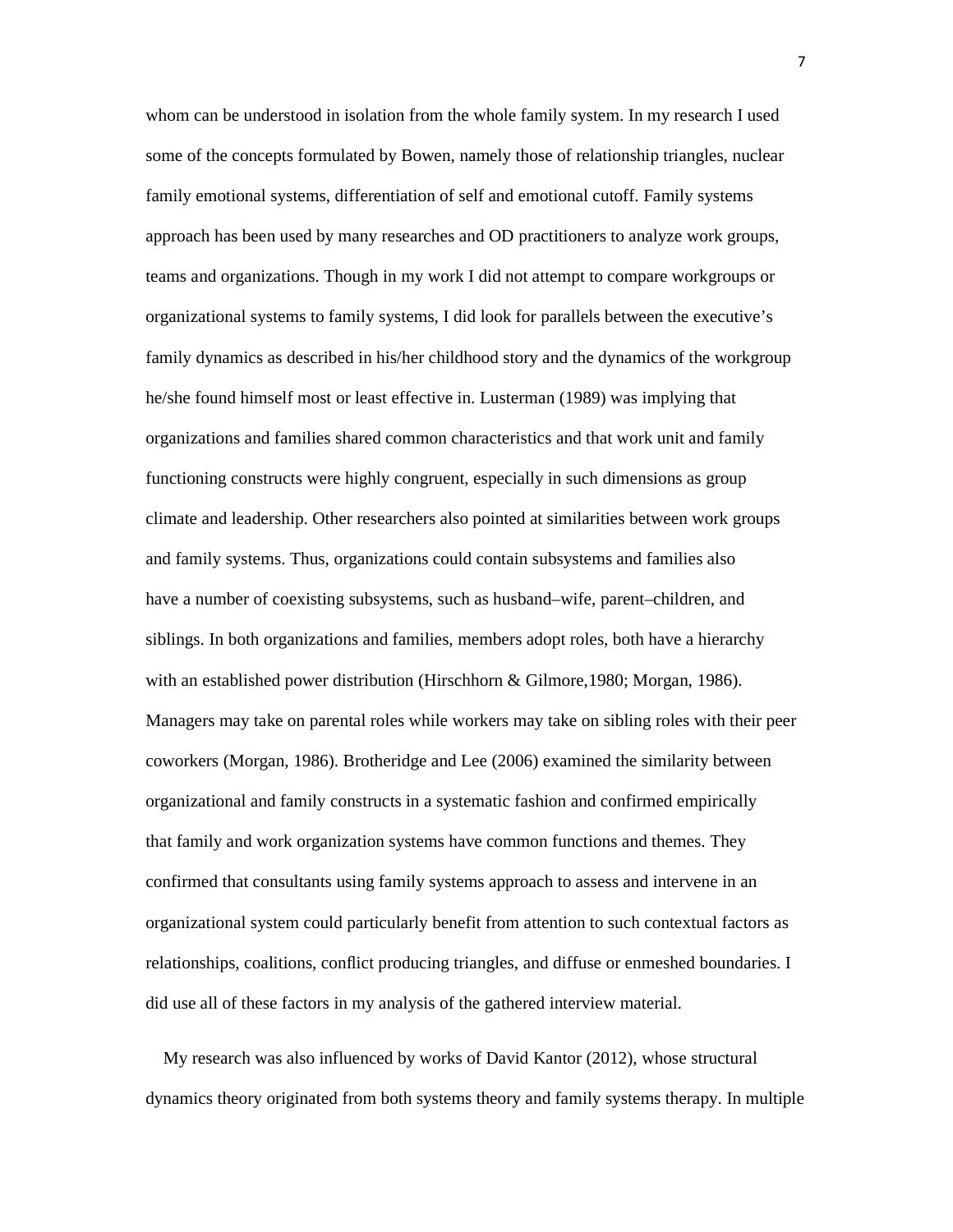whom can be understood in isolation from the whole family system. In my research I used some of the concepts formulated by Bowen, namely those of relationship triangles, nuclear family emotional systems, differentiation of self and emotional cutoff. Family systems approach has been used by many researches and OD practitioners to analyze work groups, teams and organizations. Though in my work I did not attempt to compare workgroups or organizational systems to family systems, I did look for parallels between the executive's family dynamics as described in his/her childhood story and the dynamics of the workgroup he/she found himself most or least effective in. Lusterman (1989) was implying that organizations and families shared common characteristics and that work unit and family functioning constructs were highly congruent, especially in such dimensions as group climate and leadership. Other researchers also pointed at similarities between work groups and family systems. Thus, organizations could contain subsystems and families also have a number of coexisting subsystems, such as husband–wife, parent–children, and siblings. In both organizations and families, members adopt roles, both have a hierarchy with an established power distribution (Hirschhorn & Gilmore,1980; Morgan, 1986). Managers may take on parental roles while workers may take on sibling roles with their peer coworkers (Morgan, 1986). Brotheridge and Lee (2006) examined the similarity between organizational and family constructs in a systematic fashion and confirmed empirically that family and work organization systems have common functions and themes. They confirmed that consultants using family systems approach to assess and intervene in an organizational system could particularly benefit from attention to such contextual factors as relationships, coalitions, conflict producing triangles, and diffuse or enmeshed boundaries. I did use all of these factors in my analysis of the gathered interview material.

My research was also influenced by works of David Kantor (2012), whose structural dynamics theory originated from both systems theory and family systems therapy. In multiple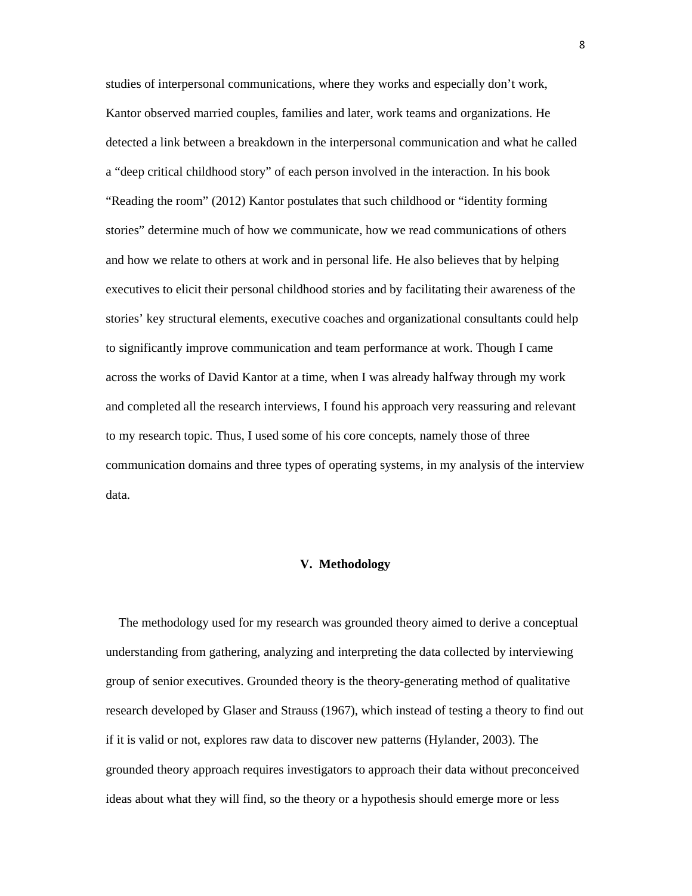studies of interpersonal communications, where they works and especially don't work, Kantor observed married couples, families and later, work teams and organizations. He detected a link between a breakdown in the interpersonal communication and what he called a "deep critical childhood story" of each person involved in the interaction. In his book "Reading the room" (2012) Kantor postulates that such childhood or "identity forming stories" determine much of how we communicate, how we read communications of others and how we relate to others at work and in personal life. He also believes that by helping executives to elicit their personal childhood stories and by facilitating their awareness of the stories' key structural elements, executive coaches and organizational consultants could help to significantly improve communication and team performance at work. Though I came across the works of David Kantor at a time, when I was already halfway through my work and completed all the research interviews, I found his approach very reassuring and relevant to my research topic. Thus, I used some of his core concepts, namely those of three communication domains and three types of operating systems, in my analysis of the interview data.

## V. Methodology

The methodology used for my research was grounded theory aimed to derive a conceptual understanding from gathering, analyzing and interpreting the data collected by interviewing group of senior executives. Grounded theory is the theory-generating method of qualitative research developed by Glaser and Strauss (1967), which instead of testing a theory to find out if it is valid or not, explores raw data to discover new patterns (Hylander, 2003). The grounded theory approach requires investigators to approach their data without preconceived ideas about what they will find, so the theory or a hypothesis should emerge more or less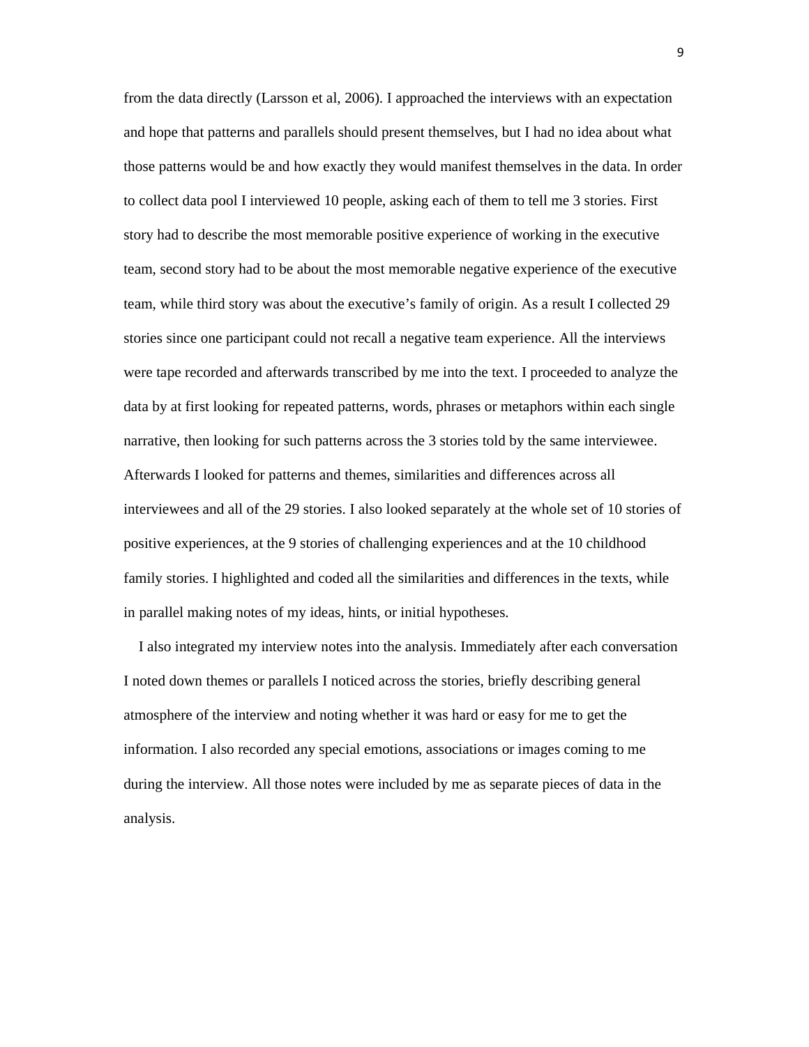from the data directly (Larsson et al, 2006). I approached the interviews with an expectation and hope that patterns and parallels should present themselves, but I had no idea about what those patterns would be and how exactly they would manifest themselves in the data. In order to collect data pool I interviewed 10 people, asking each of them to tell me 3 stories. First story had to describe the most memorable positive experience of working in the executive team, second story had to be about the most memorable negative experience of the executive team, while third story was about the executive's family of origin. As a result I collected 29 stories since one participant could not recall a negative team experience. All the interviews were tape recorded and afterwards transcribed by me into the text. I proceeded to analyze the data by at first looking for repeated patterns, words, phrases or metaphors within each single narrative, then looking for such patterns across the 3 stories told by the same interviewee. Afterwards I looked for patterns and themes, similarities and differences across all interviewees and all of the 29 stories. I also looked separately at the whole set of 10 stories of positive experiences, at the 9 stories of challenging experiences and at the 10 childhood family stories. I highlighted and coded all the similarities and differences in the texts, while in parallel making notes of my ideas, hints, or initial hypotheses.

I also integrated my interview notes into the analysis. Immediately after each conversation I noted down themes or parallels I noticed across the stories, briefly describing general atmosphere of the interview and noting whether it was hard or easy for me to get the information. I also recorded any special emotions, associations or images coming to me during the interview. All those notes were included by me as separate pieces of data in the analysis.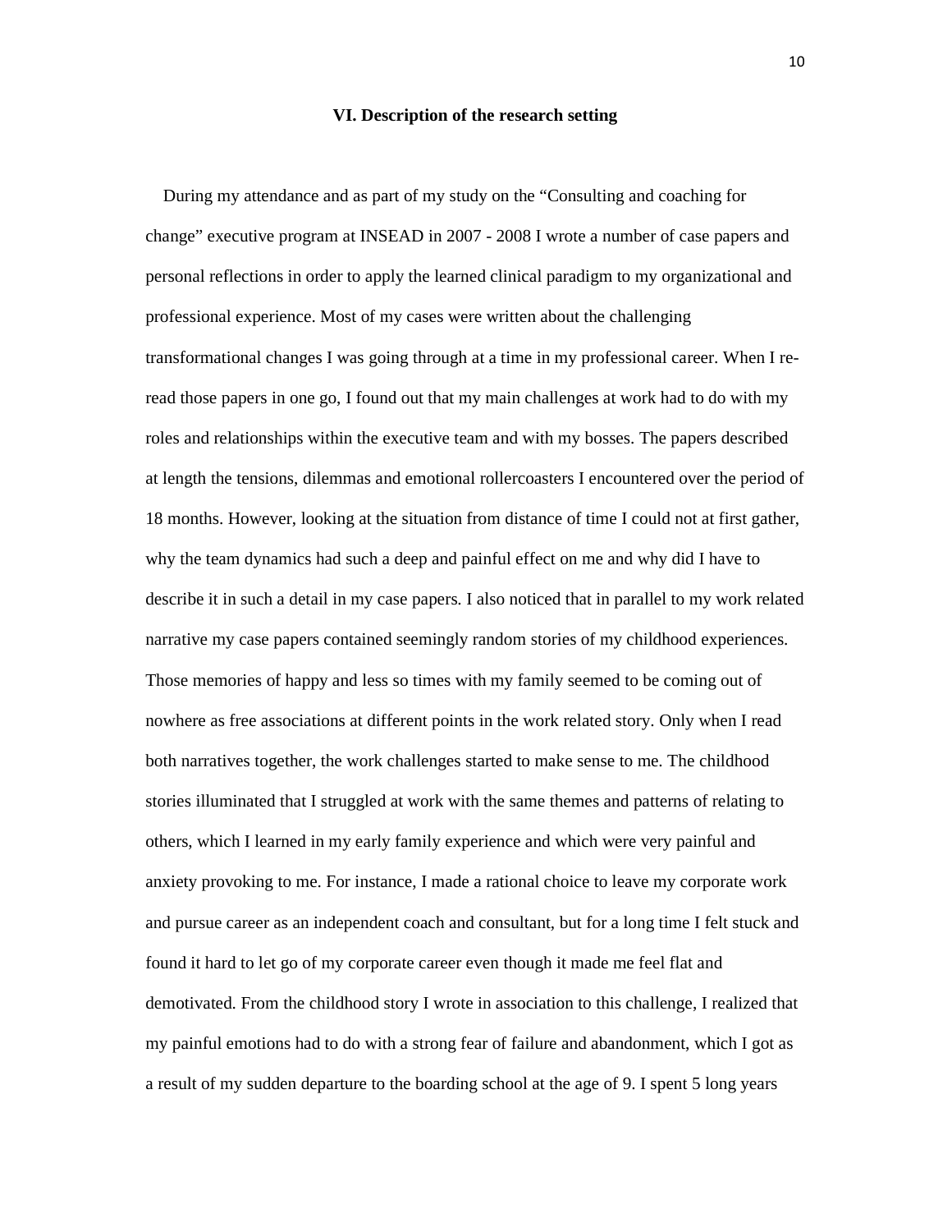## VI. Description of the research setting

During my attendance and as part of my study on the "Consulting and coaching for change" executive program at INSEAD in 2007 - 2008 I wrote a number of case papers and personal reflections in order to apply the learned clinical paradigm to my organizational and professional experience. Most of my cases were written about the challenging transformational changes I was going through at a time in my professional career. When I re-read those papers in one go, I found out that my main challenges at work had to do with my roles and relationships within the executive team and with my bosses. The papers described at length the tensions, dilemmas and emotional rollercoasters I encountered over the period of 18 months. However, looking at the situation from distance of time I could not at first gather, why the team dynamics had such a deep and painful effect on me and why did I have to describe it in such a detail in my case papers. I also noticed that in parallel to my work related narrative my case papers contained seemingly random stories of my childhood experiences. Those memories of happy and less so times with my family seemed to be coming out of nowhere as free associations at different points in the work related story. Only when I read both narratives together, the work challenges started to make sense to me. The childhood stories illuminated that I struggled at work with the same themes and patterns of relating to others, which I learned in my early family experience and which were very painful and anxiety provoking to me. For instance, I made a rational choice to leave my corporate work and pursue career as an independent coach and consultant, but for a long time I felt stuck and found it hard to let go of my corporate career even though it made me feel flat and demotivated. From the childhood story I wrote in association to this challenge, I realized that my painful emotions had to do with a strong fear of failure and abandonment, which I got as a result of my sudden departure to the boarding school at the age of 9. I spent 5 long years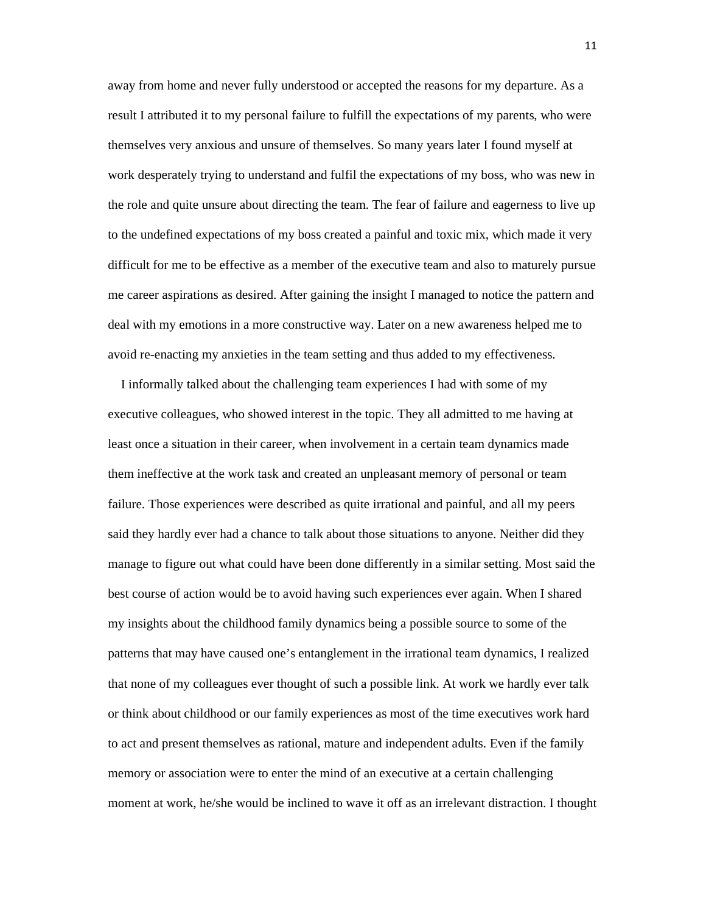away from home and never fully understood or accepted the reasons for my departure. As a result I attributed it to my personal failure to fulfill the expectations of my parents, who were themselves very anxious and unsure of themselves. So many years later I found myself at work desperately trying to understand and fulfil the expectations of my boss, who was new in the role and quite unsure about directing the team. The fear of failure and eagerness to live up to the undefined expectations of my boss created a painful and toxic mix, which made it very difficult for me to be effective as a member of the executive team and also to maturely pursue me career aspirations as desired. After gaining the insight I managed to notice the pattern and deal with my emotions in a more constructive way. Later on a new awareness helped me to avoid re-enacting my anxieties in the team setting and thus added to my effectiveness.

I informally talked about the challenging team experiences I had with some of my executive colleagues, who showed interest in the topic. They all admitted to me having at least once a situation in their career, when involvement in a certain team dynamics made them ineffective at the work task and created an unpleasant memory of personal or team failure. Those experiences were described as quite irrational and painful, and all my peers said they hardly ever had a chance to talk about those situations to anyone. Neither did they manage to figure out what could have been done differently in a similar setting. Most said the best course of action would be to avoid having such experiences ever again. When I shared my insights about the childhood family dynamics being a possible source to some of the patterns that may have caused one's entanglement in the irrational team dynamics, I realized that none of my colleagues ever thought of such a possible link. At work we hardly ever talk or think about childhood or our family experiences as most of the time executives work hard to act and present themselves as rational, mature and independent adults. Even if the family memory or association were to enter the mind of an executive at a certain challenging moment at work, he/she would be inclined to wave it off as an irrelevant distraction. I thought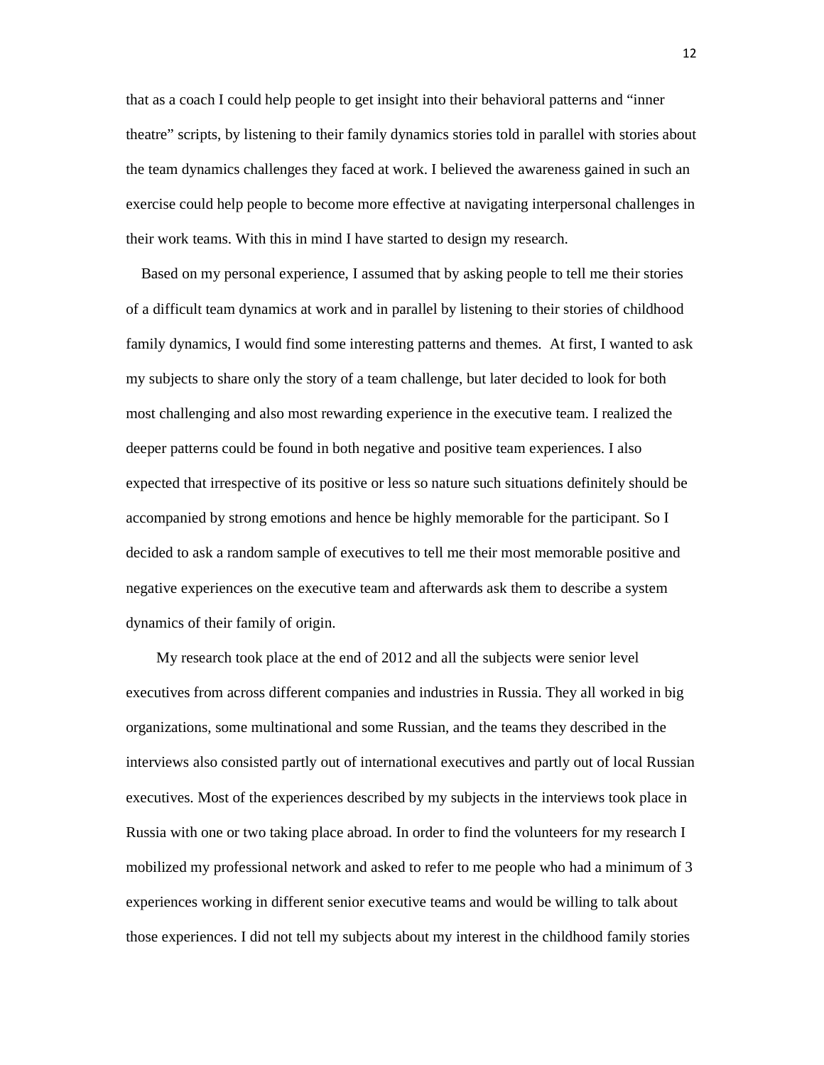that as a coach I could help people to get insight into their behavioral patterns and "inner theatre" scripts, by listening to their family dynamics stories told in parallel with stories about the team dynamics challenges they faced at work. I believed the awareness gained in such an exercise could help people to become more effective at navigating interpersonal challenges in their work teams. With this in mind I have started to design my research.

Based on my personal experience, I assumed that by asking people to tell me their stories of a difficult team dynamics at work and in parallel by listening to their stories of childhood family dynamics, I would find some interesting patterns and themes. At first, I wanted to ask my subjects to share only the story of a team challenge, but later decided to look for both most challenging and also most rewarding experience in the executive team. I realized the deeper patterns could be found in both negative and positive team experiences. I also expected that irrespective of its positive or less so nature such situations definitely should be accompanied by strong emotions and hence be highly memorable for the participant. So I decided to ask a random sample of executives to tell me their most memorable positive and negative experiences on the executive team and afterwards ask them to describe a system dynamics of their family of origin.

My research took place at the end of 2012 and all the subjects were senior level executives from across different companies and industries in Russia. They all worked in big organizations, some multinational and some Russian, and the teams they described in the interviews also consisted partly out of international executives and partly out of local Russian executives. Most of the experiences described by my subjects in the interviews took place in Russia with one or two taking place abroad. In order to find the volunteers for my research I mobilized my professional network and asked to refer to me people who had a minimum of 3 experiences working in different senior executive teams and would be willing to talk about those experiences. I did not tell my subjects about my interest in the childhood family stories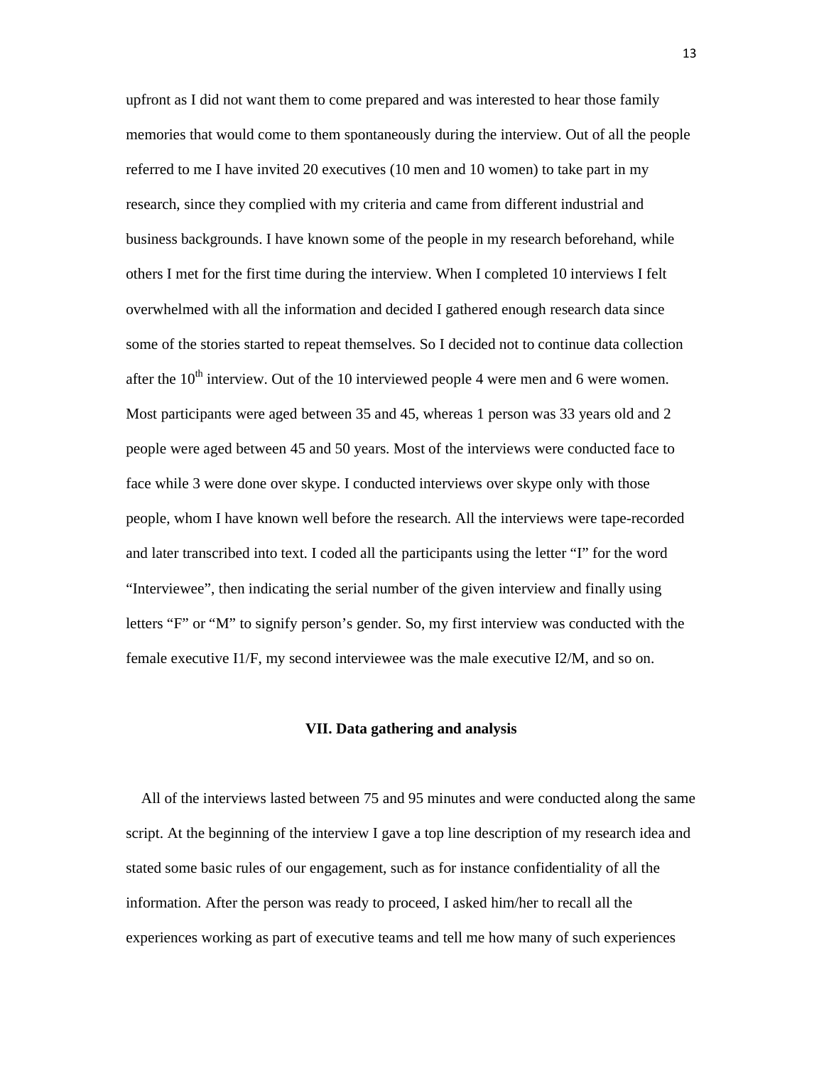upfront as I did not want them to come prepared and was interested to hear those family memories that would come to them spontaneously during the interview. Out of all the people referred to me I have invited 20 executives (10 men and 10 women) to take part in my research, since they complied with my criteria and came from different industrial and business backgrounds. I have known some of the people in my research beforehand, while others I met for the first time during the interview. When I completed 10 interviews I felt overwhelmed with all the information and decided I gathered enough research data since some of the stories started to repeat themselves. So I decided not to continue data collection after the 10th interview. Out of the 10 interviewed people 4 were men and 6 were women. Most participants were aged between 35 and 45, whereas 1 person was 33 years old and 2 people were aged between 45 and 50 years. Most of the interviews were conducted face to face while 3 were done over skype. I conducted interviews over skype only with those people, whom I have known well before the research. All the interviews were tape-recorded and later transcribed into text. I coded all the participants using the letter "I" for the word "Interviewee", then indicating the serial number of the given interview and finally using letters "F" or "M" to signify person's gender. So, my first interview was conducted with the female executive I1/F, my second interviewee was the male executive I2/M, and so on.

## VII. Data gathering and analysis

All of the interviews lasted between 75 and 95 minutes and were conducted along the same script. At the beginning of the interview I gave a top line description of my research idea and stated some basic rules of our engagement, such as for instance confidentiality of all the information. After the person was ready to proceed, I asked him/her to recall all the experiences working as part of executive teams and tell me how many of such experiences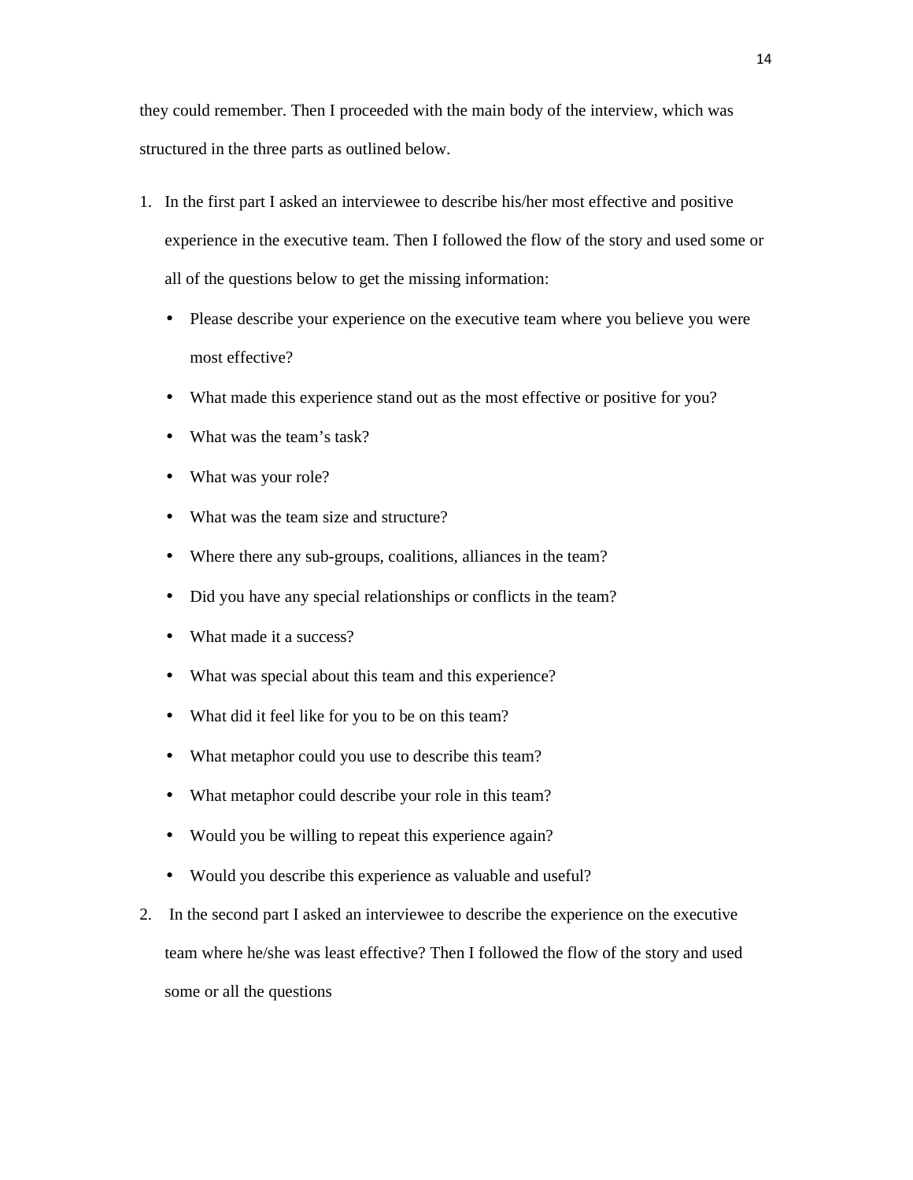they could remember. Then I proceeded with the main body of the interview, which was structured in the three parts as outlined below.

1. In the first part I asked an interviewee to describe his/her most effective and positive experience in the executive team. Then I followed the flow of the story and used some or all of the questions below to get the missing information:
   - Please describe your experience on the executive team where you believe you were most effective?
   - What made this experience stand out as the most effective or positive for you?
   - What was the team's task?
   - What was your role?
   - What was the team size and structure?
   - Where there any sub-groups, coalitions, alliances in the team?
   - Did you have any special relationships or conflicts in the team?
   - What made it a success?
   - What was special about this team and this experience?
   - What did it feel like for you to be on this team?
   - What metaphor could you use to describe this team?
   - What metaphor could describe your role in this team?
   - Would you be willing to repeat this experience again?
   - Would you describe this experience as valuable and useful?
2. In the second part I asked an interviewee to describe the experience on the executive team where he/she was least effective? Then I followed the flow of the story and used some or all the questions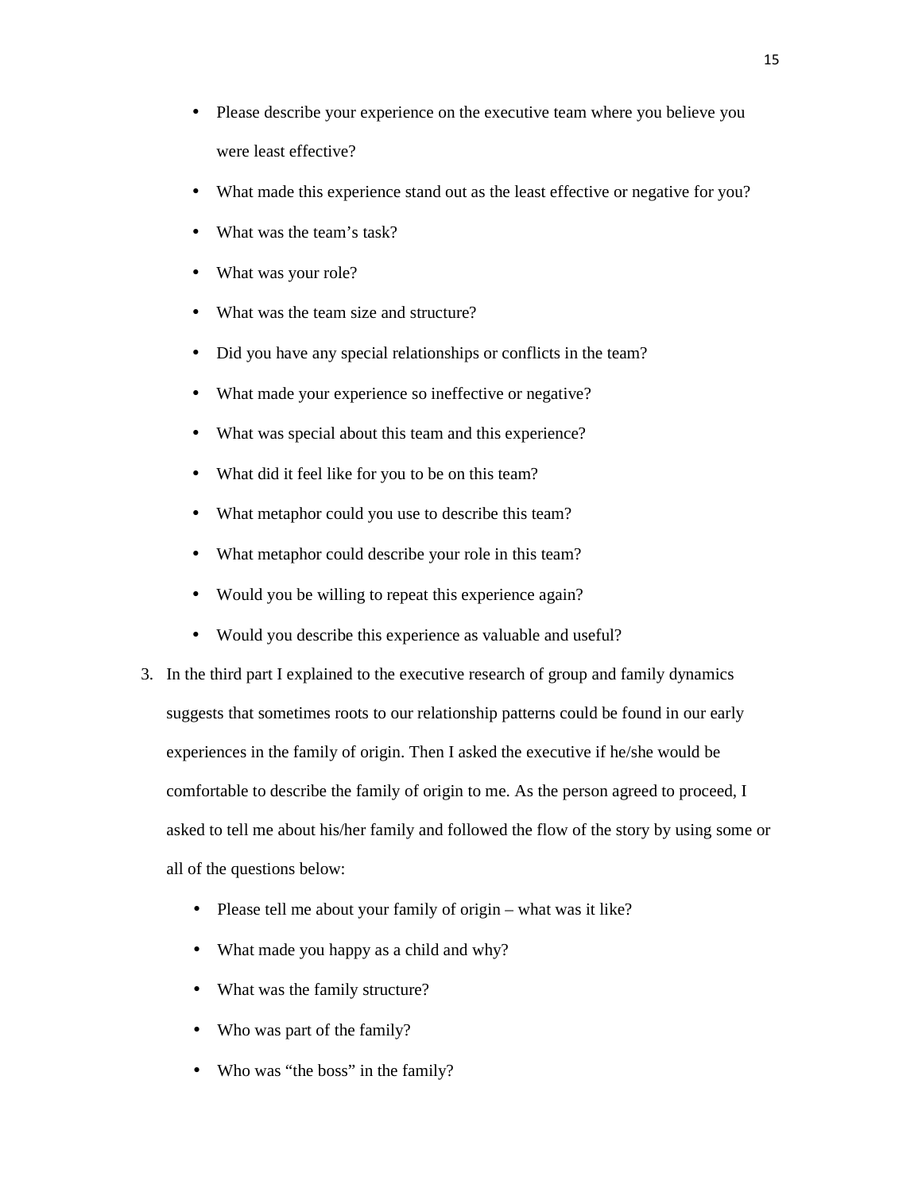- Please describe your experience on the executive team where you believe you were least effective?
- What made this experience stand out as the least effective or negative for you?
- What was the team's task?
- What was your role?
- What was the team size and structure?
- Did you have any special relationships or conflicts in the team?
- What made your experience so ineffective or negative?
- What was special about this team and this experience?
- What did it feel like for you to be on this team?
- What metaphor could you use to describe this team?
- What metaphor could describe your role in this team?
- Would you be willing to repeat this experience again?
- Would you describe this experience as valuable and useful?

3. In the third part I explained to the executive research of group and family dynamics suggests that sometimes roots to our relationship patterns could be found in our early experiences in the family of origin. Then I asked the executive if he/she would be comfortable to describe the family of origin to me. As the person agreed to proceed, I asked to tell me about his/her family and followed the flow of the story by using some or all of the questions below:

   - Please tell me about your family of origin – what was it like?
   - What made you happy as a child and why?
   - What was the family structure?
   - Who was part of the family?
   - Who was "the boss" in the family?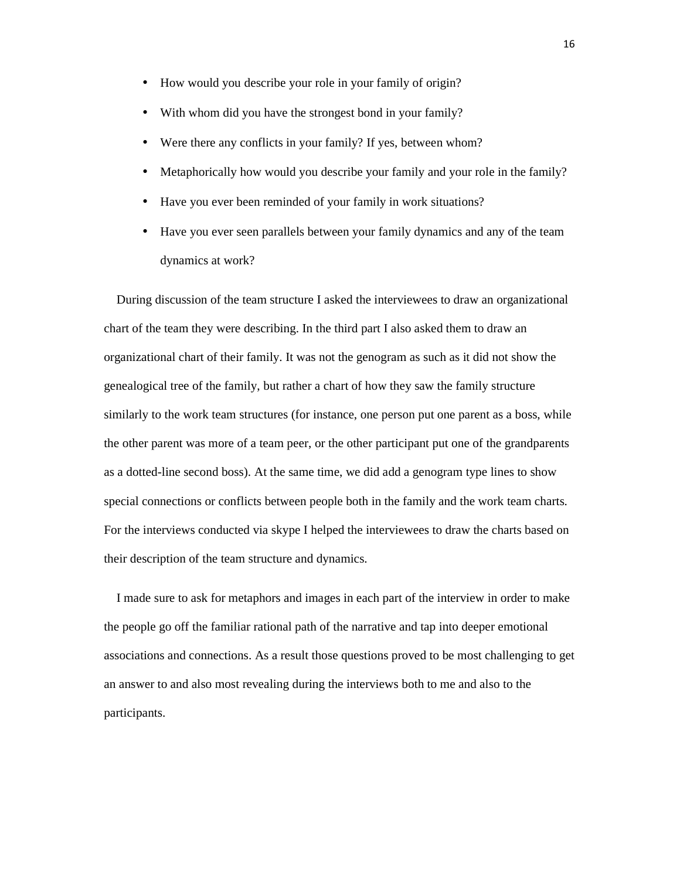- How would you describe your role in your family of origin?
- With whom did you have the strongest bond in your family?
- Were there any conflicts in your family? If yes, between whom?
- Metaphorically how would you describe your family and your role in the family?
- Have you ever been reminded of your family in work situations?
- Have you ever seen parallels between your family dynamics and any of the team dynamics at work?

During discussion of the team structure I asked the interviewees to draw an organizational chart of the team they were describing. In the third part I also asked them to draw an organizational chart of their family. It was not the genogram as such as it did not show the genealogical tree of the family, but rather a chart of how they saw the family structure similarly to the work team structures (for instance, one person put one parent as a boss, while the other parent was more of a team peer, or the other participant put one of the grandparents as a dotted-line second boss). At the same time, we did add a genogram type lines to show special connections or conflicts between people both in the family and the work team charts. For the interviews conducted via skype I helped the interviewees to draw the charts based on their description of the team structure and dynamics.

I made sure to ask for metaphors and images in each part of the interview in order to make the people go off the familiar rational path of the narrative and tap into deeper emotional associations and connections. As a result those questions proved to be most challenging to get an answer to and also most revealing during the interviews both to me and also to the participants.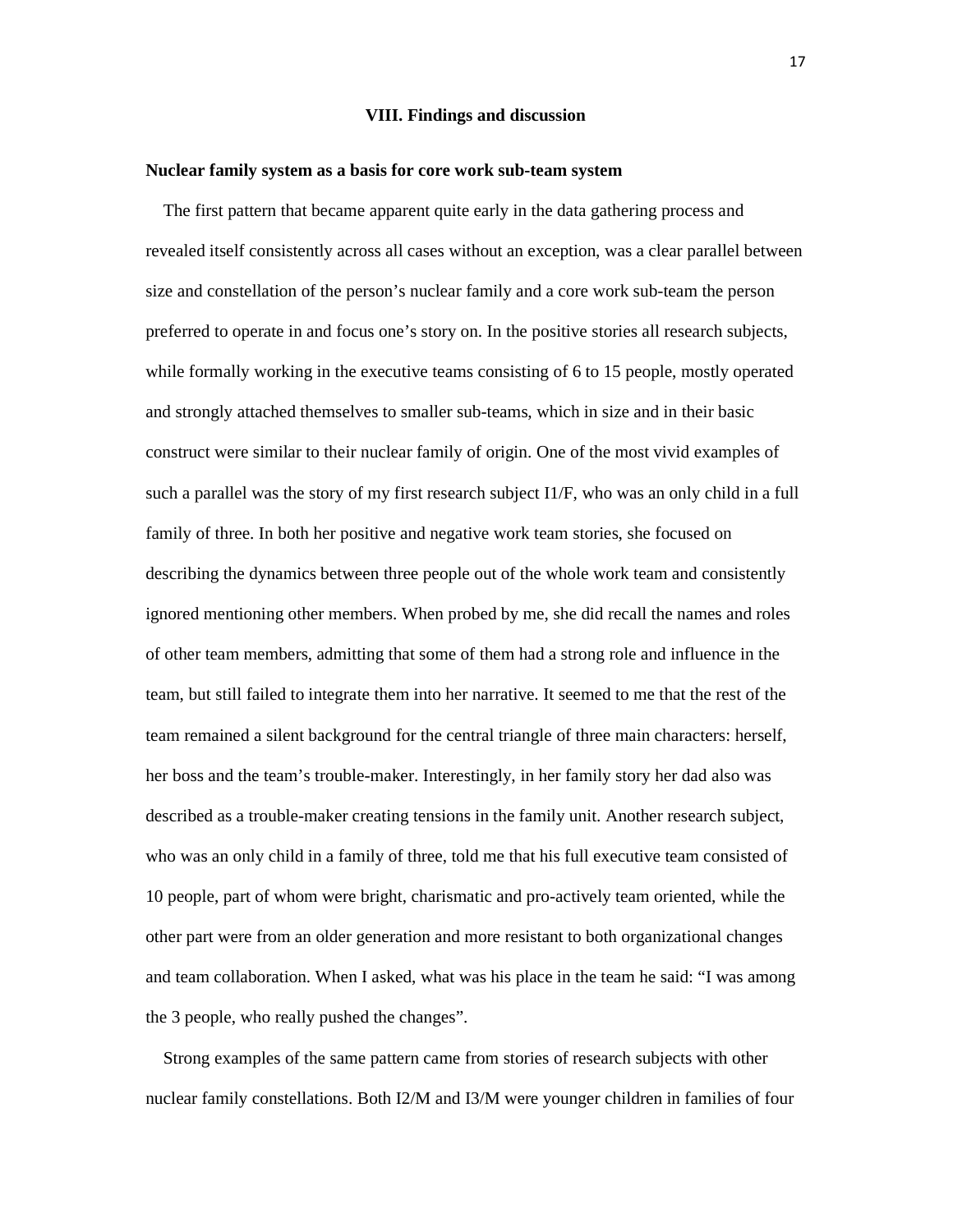## VIII. Findings and discussion

### Nuclear family system as a basis for core work sub-team system

The first pattern that became apparent quite early in the data gathering process and revealed itself consistently across all cases without an exception, was a clear parallel between size and constellation of the person's nuclear family and a core work sub-team the person preferred to operate in and focus one's story on. In the positive stories all research subjects, while formally working in the executive teams consisting of 6 to 15 people, mostly operated and strongly attached themselves to smaller sub-teams, which in size and in their basic construct were similar to their nuclear family of origin. One of the most vivid examples of such a parallel was the story of my first research subject I1/F, who was an only child in a full family of three. In both her positive and negative work team stories, she focused on describing the dynamics between three people out of the whole work team and consistently ignored mentioning other members. When probed by me, she did recall the names and roles of other team members, admitting that some of them had a strong role and influence in the team, but still failed to integrate them into her narrative. It seemed to me that the rest of the team remained a silent background for the central triangle of three main characters: herself, her boss and the team's trouble-maker. Interestingly, in her family story her dad also was described as a trouble-maker creating tensions in the family unit. Another research subject, who was an only child in a family of three, told me that his full executive team consisted of 10 people, part of whom were bright, charismatic and pro-actively team oriented, while the other part were from an older generation and more resistant to both organizational changes and team collaboration. When I asked, what was his place in the team he said: "I was among the 3 people, who really pushed the changes".

Strong examples of the same pattern came from stories of research subjects with other nuclear family constellations. Both I2/M and I3/M were younger children in families of four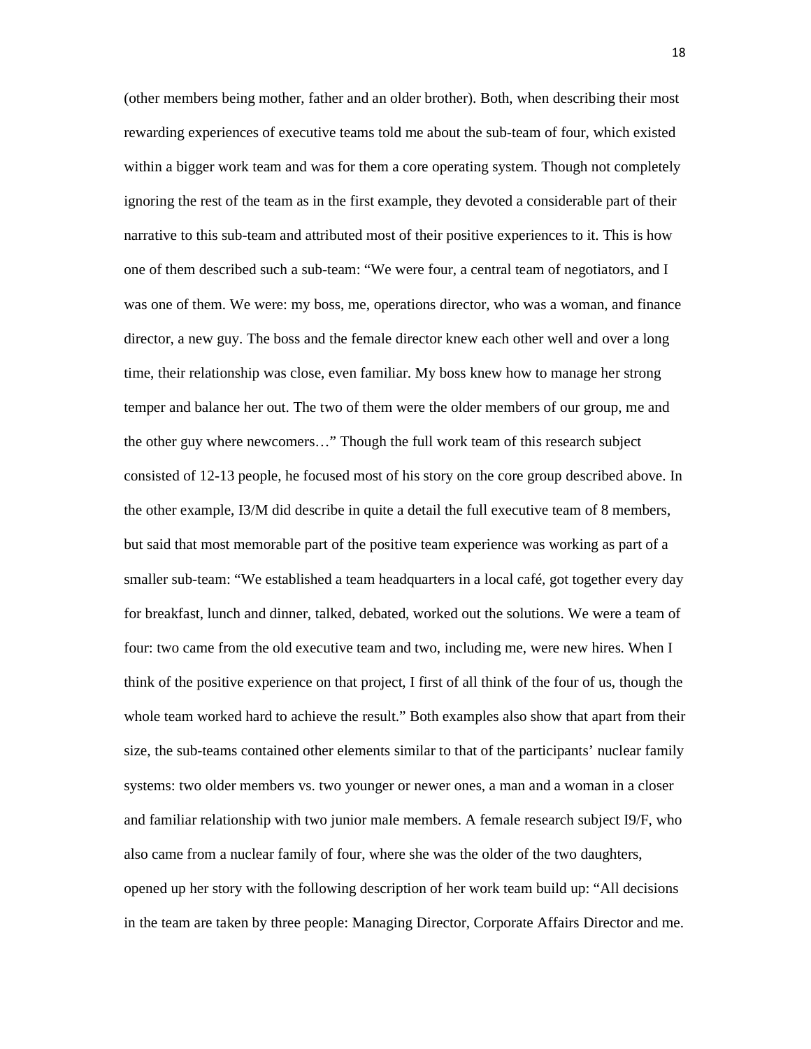(other members being mother, father and an older brother). Both, when describing their most rewarding experiences of executive teams told me about the sub-team of four, which existed within a bigger work team and was for them a core operating system. Though not completely ignoring the rest of the team as in the first example, they devoted a considerable part of their narrative to this sub-team and attributed most of their positive experiences to it. This is how one of them described such a sub-team: “We were four, a central team of negotiators, and I was one of them. We were: my boss, me, operations director, who was a woman, and finance director, a new guy. The boss and the female director knew each other well and over a long time, their relationship was close, even familiar. My boss knew how to manage her strong temper and balance her out. The two of them were the older members of our group, me and the other guy where newcomers…” Though the full work team of this research subject consisted of 12-13 people, he focused most of his story on the core group described above. In the other example, I3/M did describe in quite a detail the full executive team of 8 members, but said that most memorable part of the positive team experience was working as part of a smaller sub-team: “We established a team headquarters in a local café, got together every day for breakfast, lunch and dinner, talked, debated, worked out the solutions. We were a team of four: two came from the old executive team and two, including me, were new hires. When I think of the positive experience on that project, I first of all think of the four of us, though the whole team worked hard to achieve the result.” Both examples also show that apart from their size, the sub-teams contained other elements similar to that of the participants’ nuclear family systems: two older members vs. two younger or newer ones, a man and a woman in a closer and familiar relationship with two junior male members. A female research subject I9/F, who also came from a nuclear family of four, where she was the older of the two daughters, opened up her story with the following description of her work team build up: “All decisions in the team are taken by three people: Managing Director, Corporate Affairs Director and me.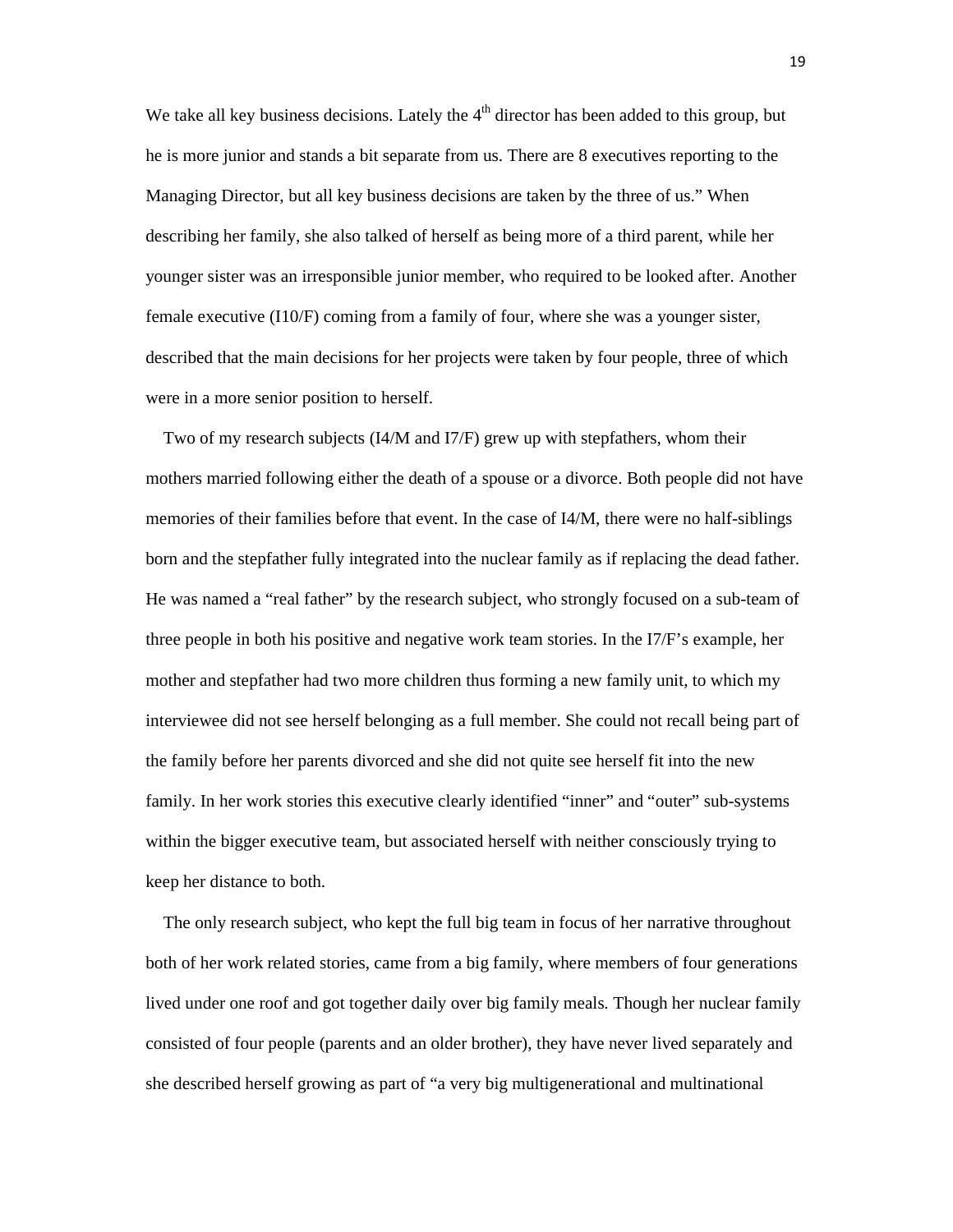We take all key business decisions. Lately the 4th director has been added to this group, but he is more junior and stands a bit separate from us. There are 8 executives reporting to the Managing Director, but all key business decisions are taken by the three of us." When describing her family, she also talked of herself as being more of a third parent, while her younger sister was an irresponsible junior member, who required to be looked after. Another female executive (I10/F) coming from a family of four, where she was a younger sister, described that the main decisions for her projects were taken by four people, three of which were in a more senior position to herself.

Two of my research subjects (I4/M and I7/F) grew up with stepfathers, whom their mothers married following either the death of a spouse or a divorce. Both people did not have memories of their families before that event. In the case of I4/M, there were no half-siblings born and the stepfather fully integrated into the nuclear family as if replacing the dead father. He was named a "real father" by the research subject, who strongly focused on a sub-team of three people in both his positive and negative work team stories. In the I7/F's example, her mother and stepfather had two more children thus forming a new family unit, to which my interviewee did not see herself belonging as a full member. She could not recall being part of the family before her parents divorced and she did not quite see herself fit into the new family. In her work stories this executive clearly identified "inner" and "outer" sub-systems within the bigger executive team, but associated herself with neither consciously trying to keep her distance to both.

The only research subject, who kept the full big team in focus of her narrative throughout both of her work related stories, came from a big family, where members of four generations lived under one roof and got together daily over big family meals. Though her nuclear family consisted of four people (parents and an older brother), they have never lived separately and she described herself growing as part of "a very big multigenerational and multinational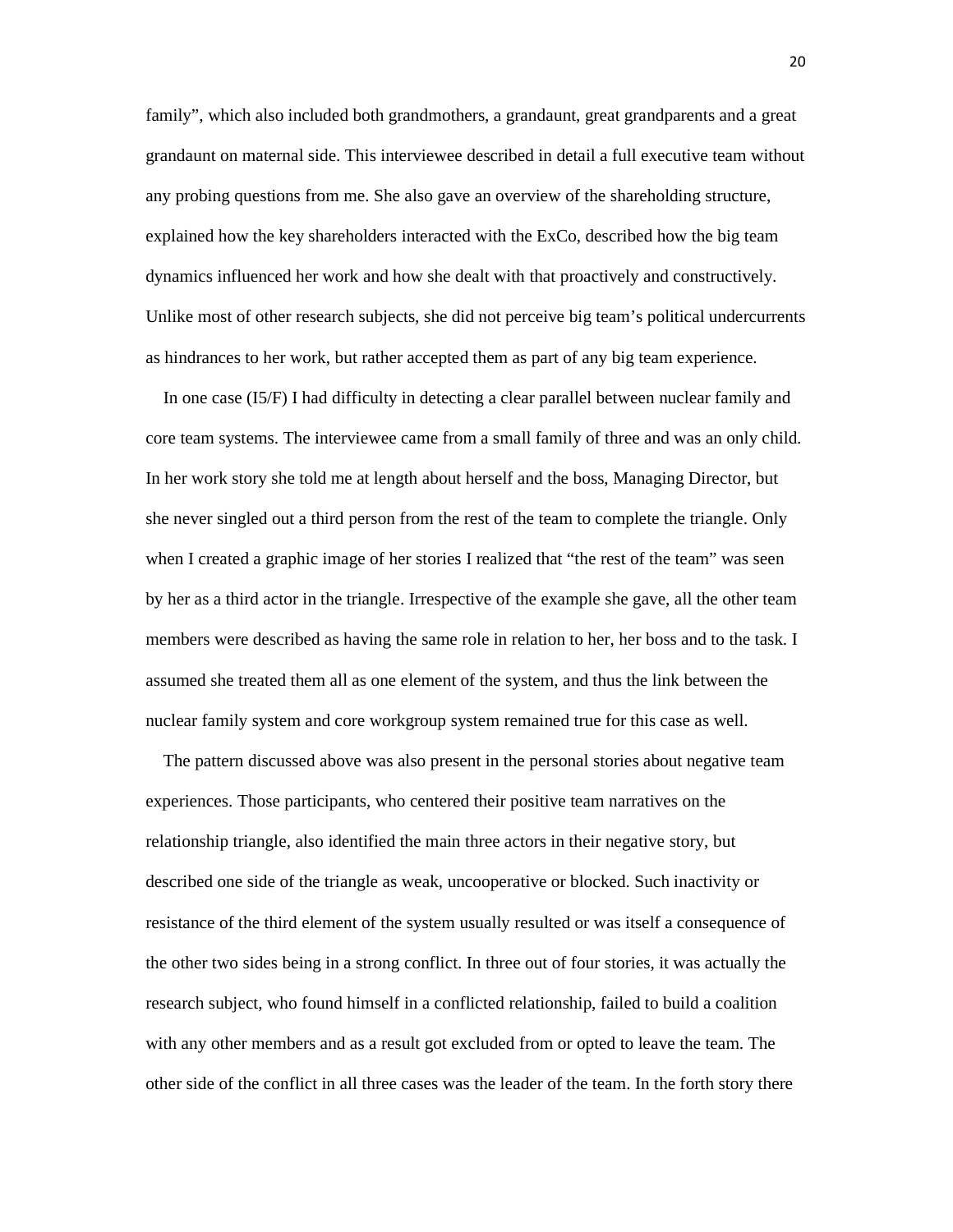family", which also included both grandmothers, a grandaunt, great grandparents and a great grandaunt on maternal side. This interviewee described in detail a full executive team without any probing questions from me. She also gave an overview of the shareholding structure, explained how the key shareholders interacted with the ExCo, described how the big team dynamics influenced her work and how she dealt with that proactively and constructively. Unlike most of other research subjects, she did not perceive big team's political undercurrents as hindrances to her work, but rather accepted them as part of any big team experience.

In one case (I5/F) I had difficulty in detecting a clear parallel between nuclear family and core team systems. The interviewee came from a small family of three and was an only child. In her work story she told me at length about herself and the boss, Managing Director, but she never singled out a third person from the rest of the team to complete the triangle. Only when I created a graphic image of her stories I realized that "the rest of the team" was seen by her as a third actor in the triangle. Irrespective of the example she gave, all the other team members were described as having the same role in relation to her, her boss and to the task. I assumed she treated them all as one element of the system, and thus the link between the nuclear family system and core workgroup system remained true for this case as well.

The pattern discussed above was also present in the personal stories about negative team experiences. Those participants, who centered their positive team narratives on the relationship triangle, also identified the main three actors in their negative story, but described one side of the triangle as weak, uncooperative or blocked. Such inactivity or resistance of the third element of the system usually resulted or was itself a consequence of the other two sides being in a strong conflict. In three out of four stories, it was actually the research subject, who found himself in a conflicted relationship, failed to build a coalition with any other members and as a result got excluded from or opted to leave the team. The other side of the conflict in all three cases was the leader of the team. In the forth story there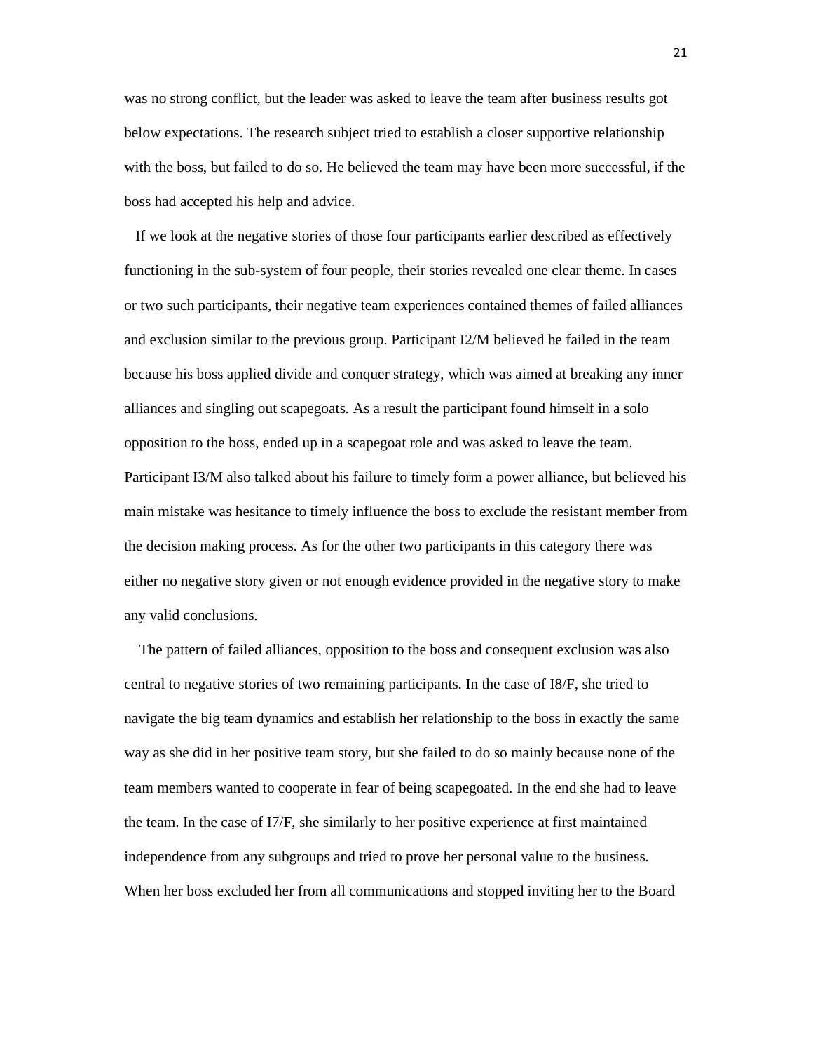was no strong conflict, but the leader was asked to leave the team after business results got below expectations. The research subject tried to establish a closer supportive relationship with the boss, but failed to do so. He believed the team may have been more successful, if the boss had accepted his help and advice.

If we look at the negative stories of those four participants earlier described as effectively functioning in the sub-system of four people, their stories revealed one clear theme. In cases or two such participants, their negative team experiences contained themes of failed alliances and exclusion similar to the previous group. Participant I2/M believed he failed in the team because his boss applied divide and conquer strategy, which was aimed at breaking any inner alliances and singling out scapegoats. As a result the participant found himself in a solo opposition to the boss, ended up in a scapegoat role and was asked to leave the team. Participant I3/M also talked about his failure to timely form a power alliance, but believed his main mistake was hesitance to timely influence the boss to exclude the resistant member from the decision making process. As for the other two participants in this category there was either no negative story given or not enough evidence provided in the negative story to make any valid conclusions.

The pattern of failed alliances, opposition to the boss and consequent exclusion was also central to negative stories of two remaining participants. In the case of I8/F, she tried to navigate the big team dynamics and establish her relationship to the boss in exactly the same way as she did in her positive team story, but she failed to do so mainly because none of the team members wanted to cooperate in fear of being scapegoated. In the end she had to leave the team. In the case of I7/F, she similarly to her positive experience at first maintained independence from any subgroups and tried to prove her personal value to the business. When her boss excluded her from all communications and stopped inviting her to the Board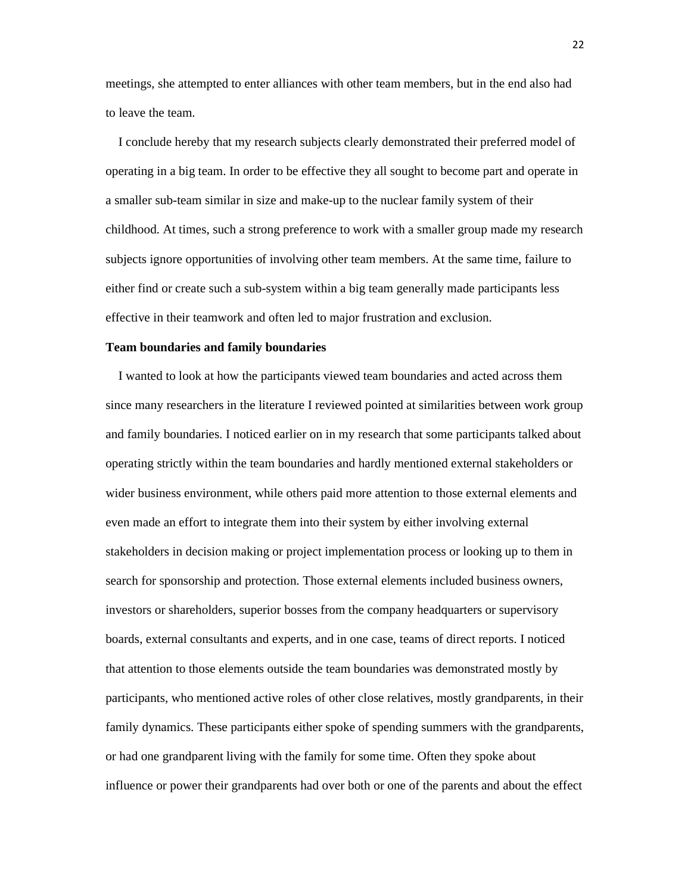meetings, she attempted to enter alliances with other team members, but in the end also had to leave the team.

I conclude hereby that my research subjects clearly demonstrated their preferred model of operating in a big team. In order to be effective they all sought to become part and operate in a smaller sub-team similar in size and make-up to the nuclear family system of their childhood. At times, such a strong preference to work with a smaller group made my research subjects ignore opportunities of involving other team members. At the same time, failure to either find or create such a sub-system within a big team generally made participants less effective in their teamwork and often led to major frustration and exclusion.

**Team boundaries and family boundaries**

I wanted to look at how the participants viewed team boundaries and acted across them since many researchers in the literature I reviewed pointed at similarities between work group and family boundaries. I noticed earlier on in my research that some participants talked about operating strictly within the team boundaries and hardly mentioned external stakeholders or wider business environment, while others paid more attention to those external elements and even made an effort to integrate them into their system by either involving external stakeholders in decision making or project implementation process or looking up to them in search for sponsorship and protection. Those external elements included business owners, investors or shareholders, superior bosses from the company headquarters or supervisory boards, external consultants and experts, and in one case, teams of direct reports. I noticed that attention to those elements outside the team boundaries was demonstrated mostly by participants, who mentioned active roles of other close relatives, mostly grandparents, in their family dynamics. These participants either spoke of spending summers with the grandparents, or had one grandparent living with the family for some time. Often they spoke about influence or power their grandparents had over both or one of the parents and about the effect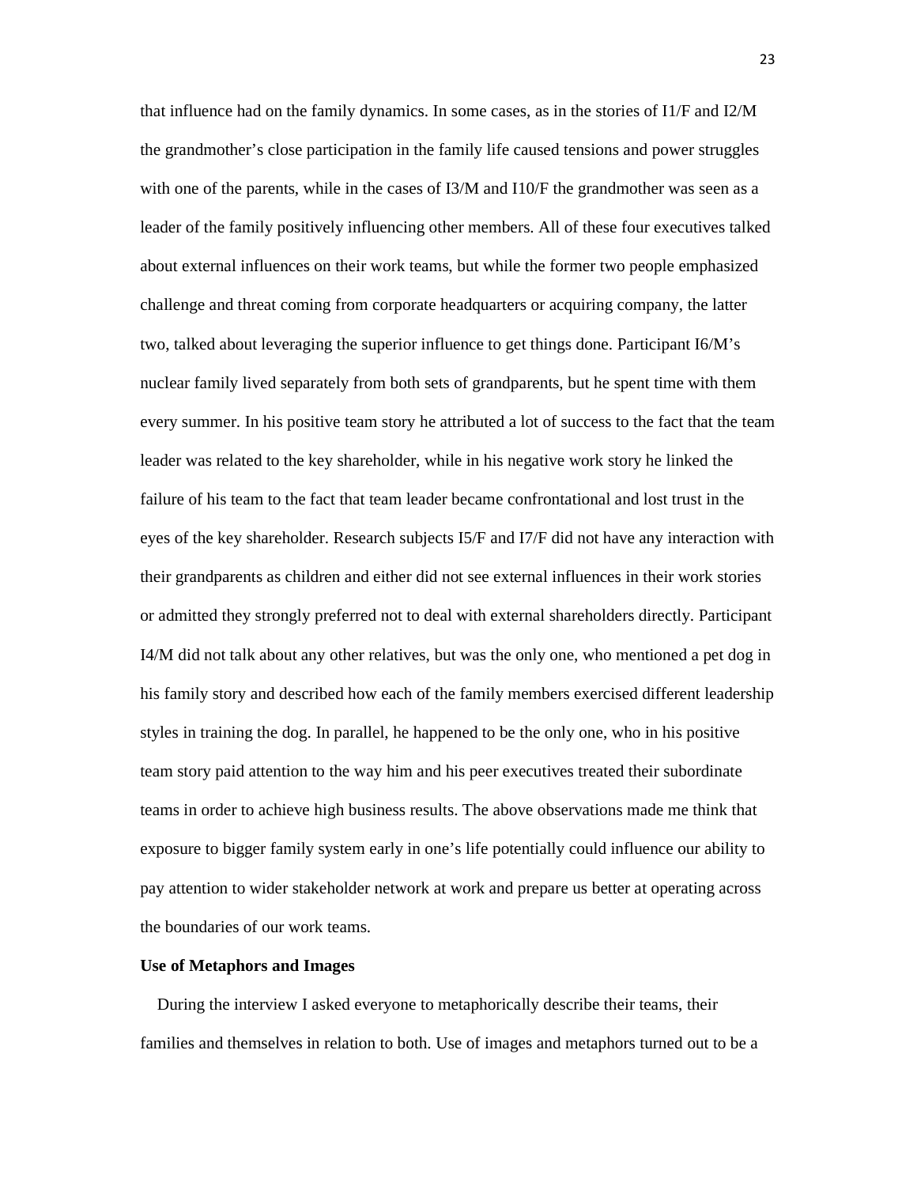that influence had on the family dynamics. In some cases, as in the stories of I1/F and I2/M the grandmother's close participation in the family life caused tensions and power struggles with one of the parents, while in the cases of I3/M and I10/F the grandmother was seen as a leader of the family positively influencing other members. All of these four executives talked about external influences on their work teams, but while the former two people emphasized challenge and threat coming from corporate headquarters or acquiring company, the latter two, talked about leveraging the superior influence to get things done. Participant I6/M's nuclear family lived separately from both sets of grandparents, but he spent time with them every summer. In his positive team story he attributed a lot of success to the fact that the team leader was related to the key shareholder, while in his negative work story he linked the failure of his team to the fact that team leader became confrontational and lost trust in the eyes of the key shareholder. Research subjects I5/F and I7/F did not have any interaction with their grandparents as children and either did not see external influences in their work stories or admitted they strongly preferred not to deal with external shareholders directly. Participant I4/M did not talk about any other relatives, but was the only one, who mentioned a pet dog in his family story and described how each of the family members exercised different leadership styles in training the dog. In parallel, he happened to be the only one, who in his positive team story paid attention to the way him and his peer executives treated their subordinate teams in order to achieve high business results. The above observations made me think that exposure to bigger family system early in one's life potentially could influence our ability to pay attention to wider stakeholder network at work and prepare us better at operating across the boundaries of our work teams.

**Use of Metaphors and Images**

During the interview I asked everyone to metaphorically describe their teams, their families and themselves in relation to both. Use of images and metaphors turned out to be a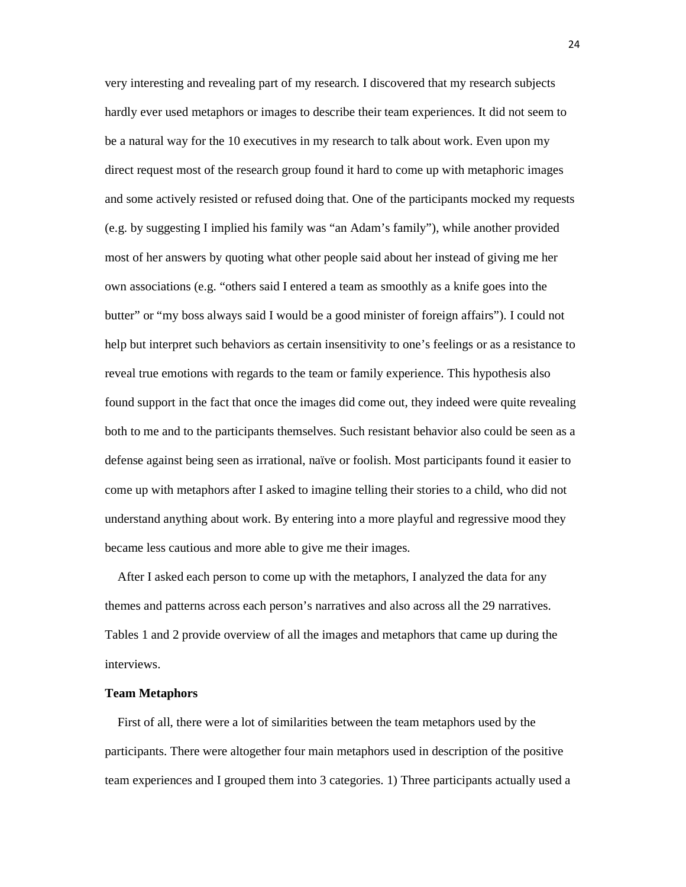very interesting and revealing part of my research. I discovered that my research subjects hardly ever used metaphors or images to describe their team experiences. It did not seem to be a natural way for the 10 executives in my research to talk about work. Even upon my direct request most of the research group found it hard to come up with metaphoric images and some actively resisted or refused doing that. One of the participants mocked my requests (e.g. by suggesting I implied his family was "an Adam's family"), while another provided most of her answers by quoting what other people said about her instead of giving me her own associations (e.g. "others said I entered a team as smoothly as a knife goes into the butter" or "my boss always said I would be a good minister of foreign affairs"). I could not help but interpret such behaviors as certain insensitivity to one's feelings or as a resistance to reveal true emotions with regards to the team or family experience. This hypothesis also found support in the fact that once the images did come out, they indeed were quite revealing both to me and to the participants themselves. Such resistant behavior also could be seen as a defense against being seen as irrational, naïve or foolish. Most participants found it easier to come up with metaphors after I asked to imagine telling their stories to a child, who did not understand anything about work. By entering into a more playful and regressive mood they became less cautious and more able to give me their images.

After I asked each person to come up with the metaphors, I analyzed the data for any themes and patterns across each person's narratives and also across all the 29 narratives. Tables 1 and 2 provide overview of all the images and metaphors that came up during the interviews.

**Team Metaphors**

First of all, there were a lot of similarities between the team metaphors used by the participants. There were altogether four main metaphors used in description of the positive team experiences and I grouped them into 3 categories. 1) Three participants actually used a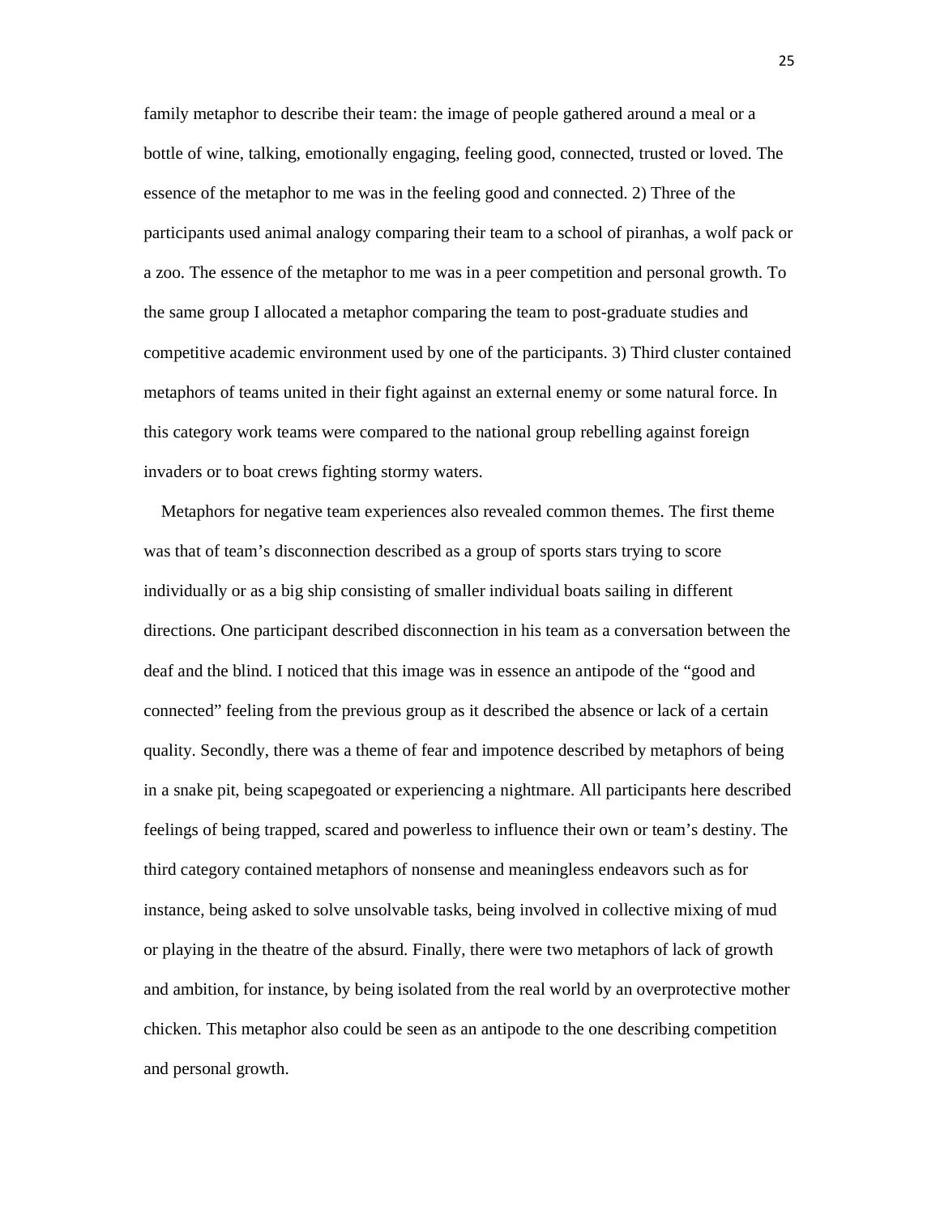family metaphor to describe their team: the image of people gathered around a meal or a bottle of wine, talking, emotionally engaging, feeling good, connected, trusted or loved. The essence of the metaphor to me was in the feeling good and connected. 2) Three of the participants used animal analogy comparing their team to a school of piranhas, a wolf pack or a zoo. The essence of the metaphor to me was in a peer competition and personal growth. To the same group I allocated a metaphor comparing the team to post-graduate studies and competitive academic environment used by one of the participants. 3) Third cluster contained metaphors of teams united in their fight against an external enemy or some natural force. In this category work teams were compared to the national group rebelling against foreign invaders or to boat crews fighting stormy waters.

Metaphors for negative team experiences also revealed common themes. The first theme was that of team's disconnection described as a group of sports stars trying to score individually or as a big ship consisting of smaller individual boats sailing in different directions. One participant described disconnection in his team as a conversation between the deaf and the blind. I noticed that this image was in essence an antipode of the "good and connected" feeling from the previous group as it described the absence or lack of a certain quality. Secondly, there was a theme of fear and impotence described by metaphors of being in a snake pit, being scapegoated or experiencing a nightmare. All participants here described feelings of being trapped, scared and powerless to influence their own or team's destiny. The third category contained metaphors of nonsense and meaningless endeavors such as for instance, being asked to solve unsolvable tasks, being involved in collective mixing of mud or playing in the theatre of the absurd. Finally, there were two metaphors of lack of growth and ambition, for instance, by being isolated from the real world by an overprotective mother chicken. This metaphor also could be seen as an antipode to the one describing competition and personal growth.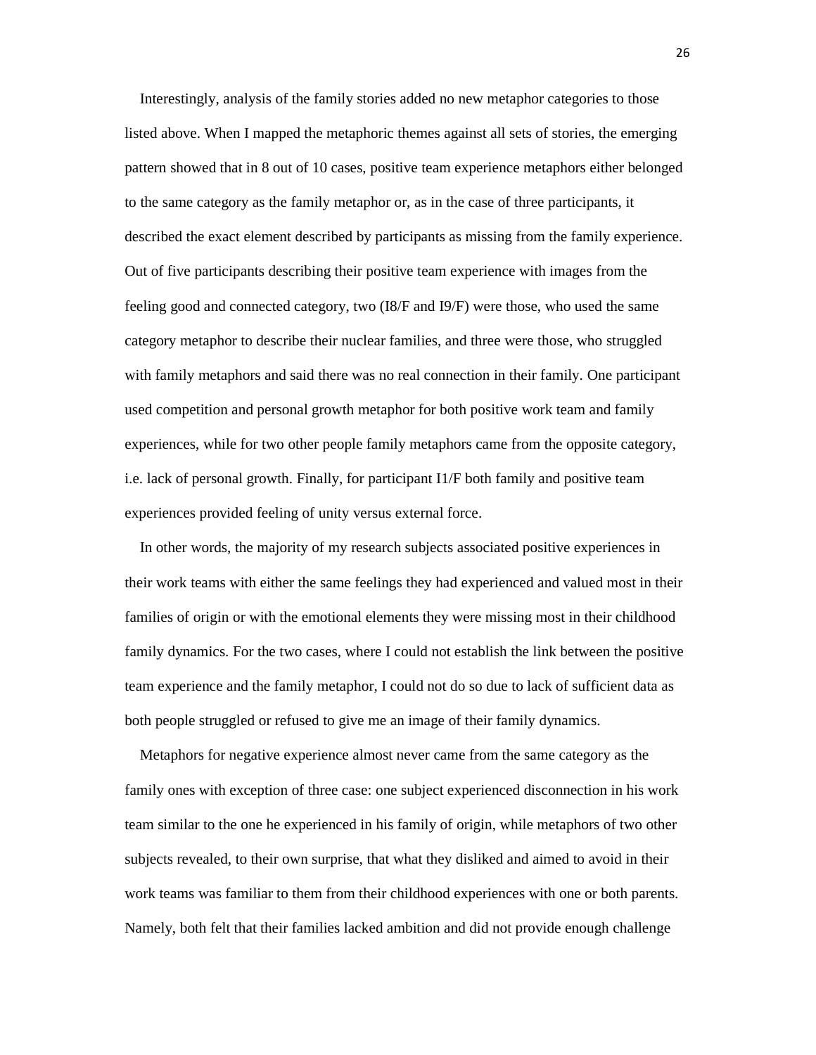Interestingly, analysis of the family stories added no new metaphor categories to those listed above. When I mapped the metaphoric themes against all sets of stories, the emerging pattern showed that in 8 out of 10 cases, positive team experience metaphors either belonged to the same category as the family metaphor or, as in the case of three participants, it described the exact element described by participants as missing from the family experience. Out of five participants describing their positive team experience with images from the feeling good and connected category, two (I8/F and I9/F) were those, who used the same category metaphor to describe their nuclear families, and three were those, who struggled with family metaphors and said there was no real connection in their family. One participant used competition and personal growth metaphor for both positive work team and family experiences, while for two other people family metaphors came from the opposite category, i.e. lack of personal growth. Finally, for participant I1/F both family and positive team experiences provided feeling of unity versus external force.

In other words, the majority of my research subjects associated positive experiences in their work teams with either the same feelings they had experienced and valued most in their families of origin or with the emotional elements they were missing most in their childhood family dynamics. For the two cases, where I could not establish the link between the positive team experience and the family metaphor, I could not do so due to lack of sufficient data as both people struggled or refused to give me an image of their family dynamics.

Metaphors for negative experience almost never came from the same category as the family ones with exception of three case: one subject experienced disconnection in his work team similar to the one he experienced in his family of origin, while metaphors of two other subjects revealed, to their own surprise, that what they disliked and aimed to avoid in their work teams was familiar to them from their childhood experiences with one or both parents. Namely, both felt that their families lacked ambition and did not provide enough challenge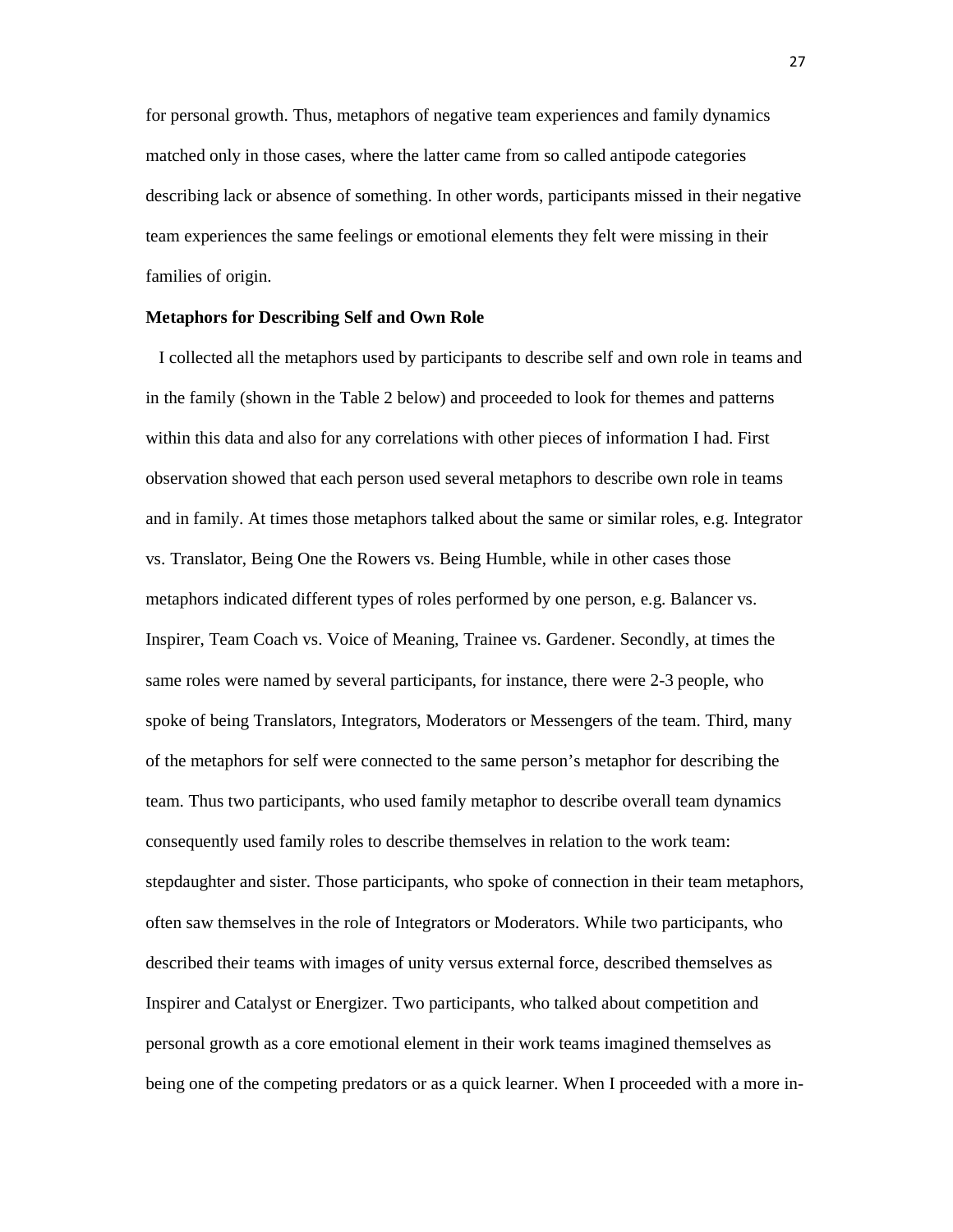for personal growth. Thus, metaphors of negative team experiences and family dynamics matched only in those cases, where the latter came from so called antipode categories describing lack or absence of something. In other words, participants missed in their negative team experiences the same feelings or emotional elements they felt were missing in their families of origin.

**Metaphors for Describing Self and Own Role**

I collected all the metaphors used by participants to describe self and own role in teams and in the family (shown in the Table 2 below) and proceeded to look for themes and patterns within this data and also for any correlations with other pieces of information I had. First observation showed that each person used several metaphors to describe own role in teams and in family. At times those metaphors talked about the same or similar roles, e.g. Integrator vs. Translator, Being One the Rowers vs. Being Humble, while in other cases those metaphors indicated different types of roles performed by one person, e.g. Balancer vs. Inspirer, Team Coach vs. Voice of Meaning, Trainee vs. Gardener. Secondly, at times the same roles were named by several participants, for instance, there were 2-3 people, who spoke of being Translators, Integrators, Moderators or Messengers of the team. Third, many of the metaphors for self were connected to the same person's metaphor for describing the team. Thus two participants, who used family metaphor to describe overall team dynamics consequently used family roles to describe themselves in relation to the work team: stepdaughter and sister. Those participants, who spoke of connection in their team metaphors, often saw themselves in the role of Integrators or Moderators. While two participants, who described their teams with images of unity versus external force, described themselves as Inspirer and Catalyst or Energizer. Two participants, who talked about competition and personal growth as a core emotional element in their work teams imagined themselves as being one of the competing predators or as a quick learner. When I proceeded with a more in-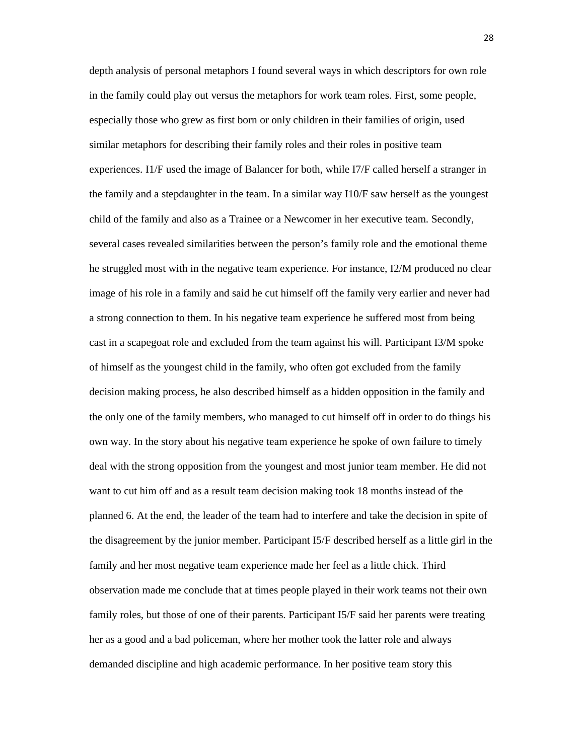depth analysis of personal metaphors I found several ways in which descriptors for own role in the family could play out versus the metaphors for work team roles. First, some people, especially those who grew as first born or only children in their families of origin, used similar metaphors for describing their family roles and their roles in positive team experiences. I1/F used the image of Balancer for both, while I7/F called herself a stranger in the family and a stepdaughter in the team. In a similar way I10/F saw herself as the youngest child of the family and also as a Trainee or a Newcomer in her executive team. Secondly, several cases revealed similarities between the person's family role and the emotional theme he struggled most with in the negative team experience. For instance, I2/M produced no clear image of his role in a family and said he cut himself off the family very earlier and never had a strong connection to them. In his negative team experience he suffered most from being cast in a scapegoat role and excluded from the team against his will. Participant I3/M spoke of himself as the youngest child in the family, who often got excluded from the family decision making process, he also described himself as a hidden opposition in the family and the only one of the family members, who managed to cut himself off in order to do things his own way. In the story about his negative team experience he spoke of own failure to timely deal with the strong opposition from the youngest and most junior team member. He did not want to cut him off and as a result team decision making took 18 months instead of the planned 6. At the end, the leader of the team had to interfere and take the decision in spite of the disagreement by the junior member. Participant I5/F described herself as a little girl in the family and her most negative team experience made her feel as a little chick. Third observation made me conclude that at times people played in their work teams not their own family roles, but those of one of their parents. Participant I5/F said her parents were treating her as a good and a bad policeman, where her mother took the latter role and always demanded discipline and high academic performance. In her positive team story this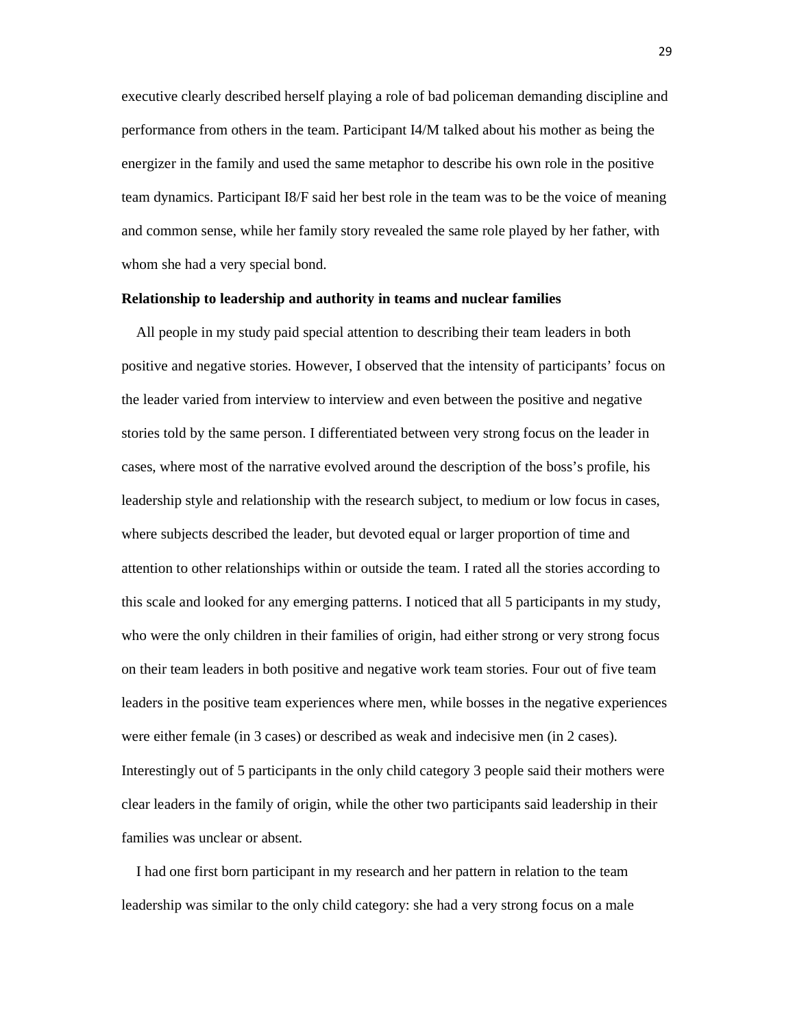executive clearly described herself playing a role of bad policeman demanding discipline and performance from others in the team. Participant I4/M talked about his mother as being the energizer in the family and used the same metaphor to describe his own role in the positive team dynamics. Participant I8/F said her best role in the team was to be the voice of meaning and common sense, while her family story revealed the same role played by her father, with whom she had a very special bond.

**Relationship to leadership and authority in teams and nuclear families**

All people in my study paid special attention to describing their team leaders in both positive and negative stories. However, I observed that the intensity of participants' focus on the leader varied from interview to interview and even between the positive and negative stories told by the same person. I differentiated between very strong focus on the leader in cases, where most of the narrative evolved around the description of the boss's profile, his leadership style and relationship with the research subject, to medium or low focus in cases, where subjects described the leader, but devoted equal or larger proportion of time and attention to other relationships within or outside the team. I rated all the stories according to this scale and looked for any emerging patterns. I noticed that all 5 participants in my study, who were the only children in their families of origin, had either strong or very strong focus on their team leaders in both positive and negative work team stories. Four out of five team leaders in the positive team experiences where men, while bosses in the negative experiences were either female (in 3 cases) or described as weak and indecisive men (in 2 cases). Interestingly out of 5 participants in the only child category 3 people said their mothers were clear leaders in the family of origin, while the other two participants said leadership in their families was unclear or absent.

I had one first born participant in my research and her pattern in relation to the team leadership was similar to the only child category: she had a very strong focus on a male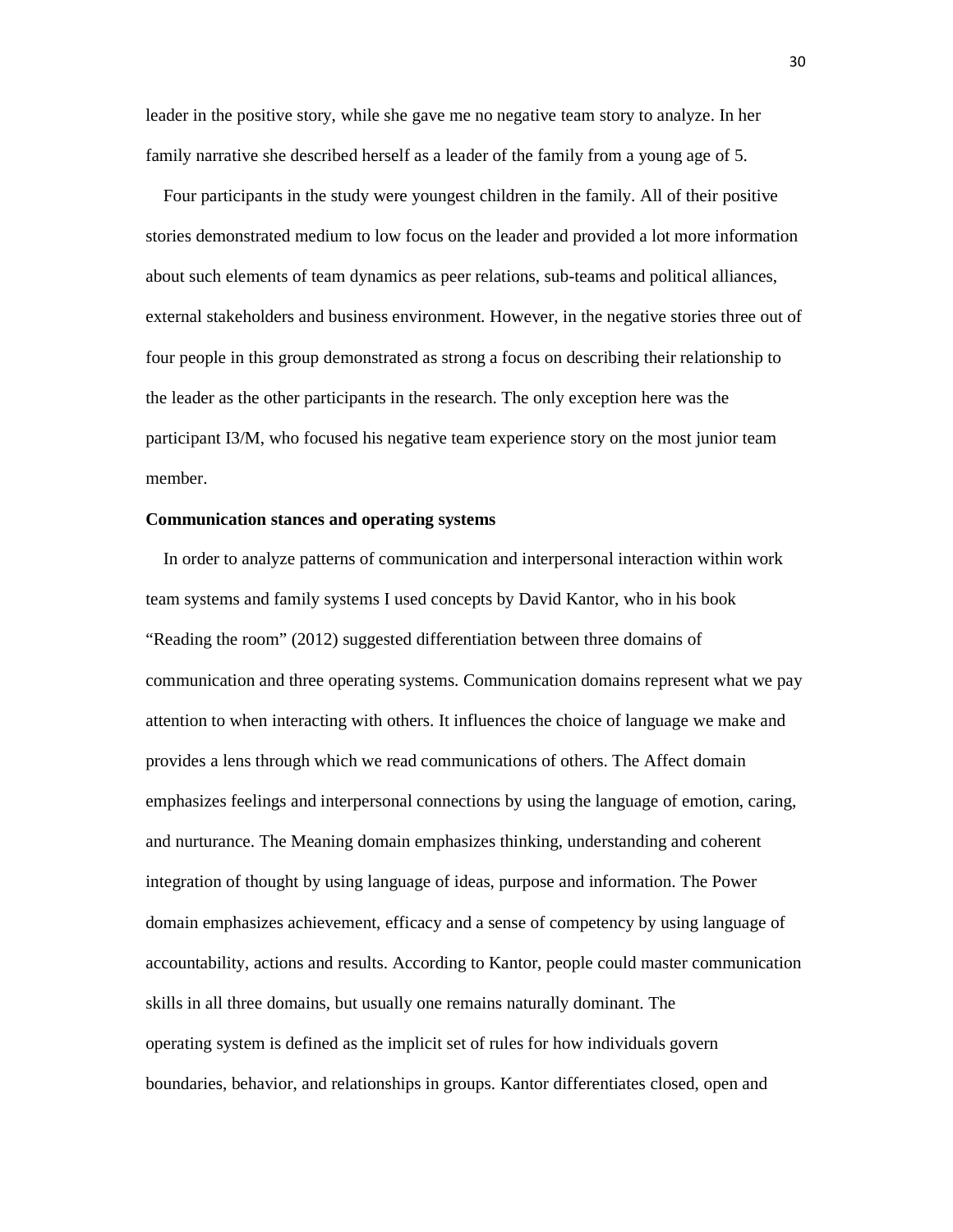leader in the positive story, while she gave me no negative team story to analyze. In her family narrative she described herself as a leader of the family from a young age of 5.

Four participants in the study were youngest children in the family. All of their positive stories demonstrated medium to low focus on the leader and provided a lot more information about such elements of team dynamics as peer relations, sub-teams and political alliances, external stakeholders and business environment. However, in the negative stories three out of four people in this group demonstrated as strong a focus on describing their relationship to the leader as the other participants in the research. The only exception here was the participant I3/M, who focused his negative team experience story on the most junior team member.

**Communication stances and operating systems**

In order to analyze patterns of communication and interpersonal interaction within work team systems and family systems I used concepts by David Kantor, who in his book "Reading the room" (2012) suggested differentiation between three domains of communication and three operating systems. Communication domains represent what we pay attention to when interacting with others. It influences the choice of language we make and provides a lens through which we read communications of others. The Affect domain emphasizes feelings and interpersonal connections by using the language of emotion, caring, and nurturance. The Meaning domain emphasizes thinking, understanding and coherent integration of thought by using language of ideas, purpose and information. The Power domain emphasizes achievement, efficacy and a sense of competency by using language of accountability, actions and results. According to Kantor, people could master communication skills in all three domains, but usually one remains naturally dominant. The operating system is defined as the implicit set of rules for how individuals govern boundaries, behavior, and relationships in groups. Kantor differentiates closed, open and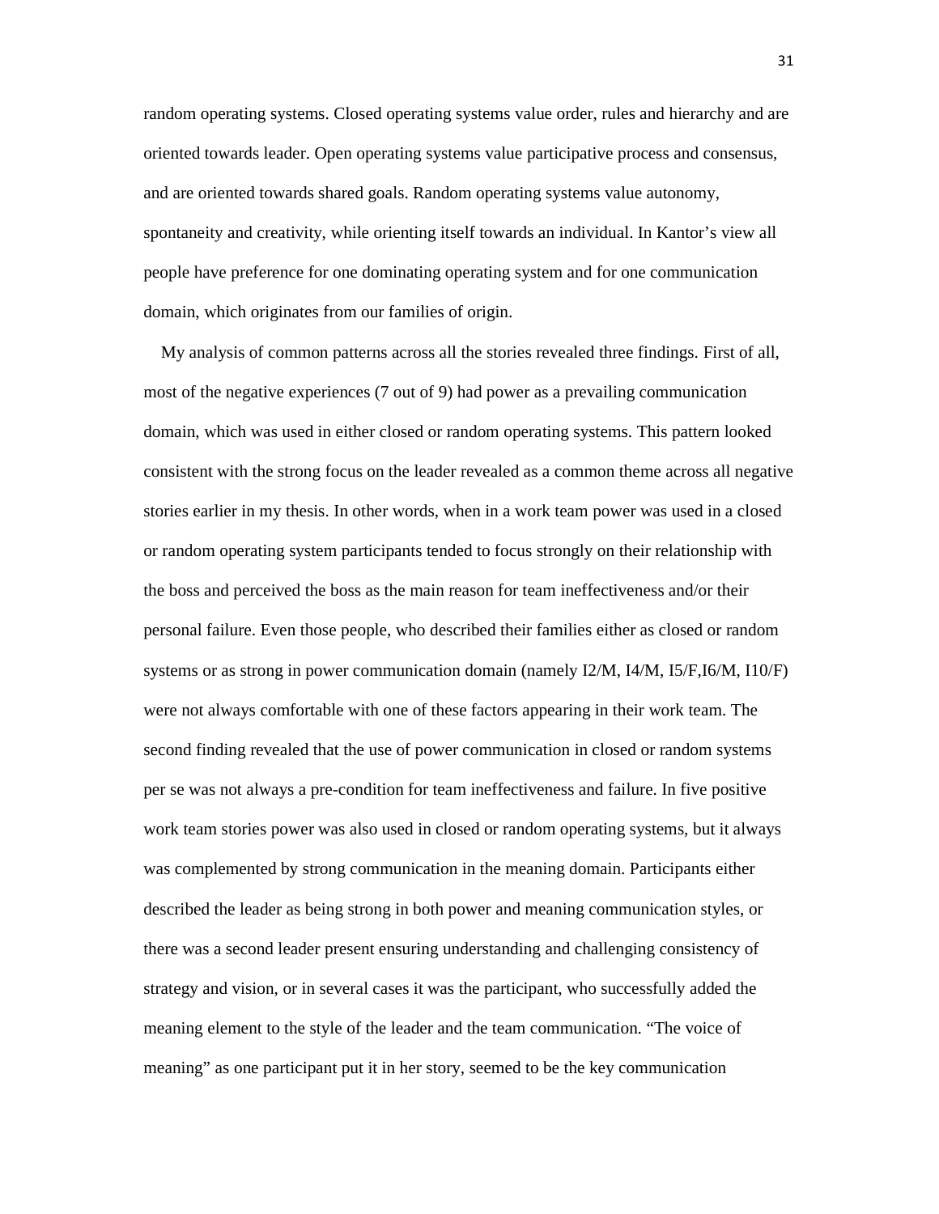random operating systems. Closed operating systems value order, rules and hierarchy and are oriented towards leader. Open operating systems value participative process and consensus, and are oriented towards shared goals. Random operating systems value autonomy, spontaneity and creativity, while orienting itself towards an individual. In Kantor's view all people have preference for one dominating operating system and for one communication domain, which originates from our families of origin.

My analysis of common patterns across all the stories revealed three findings. First of all, most of the negative experiences (7 out of 9) had power as a prevailing communication domain, which was used in either closed or random operating systems. This pattern looked consistent with the strong focus on the leader revealed as a common theme across all negative stories earlier in my thesis. In other words, when in a work team power was used in a closed or random operating system participants tended to focus strongly on their relationship with the boss and perceived the boss as the main reason for team ineffectiveness and/or their personal failure. Even those people, who described their families either as closed or random systems or as strong in power communication domain (namely I2/M, I4/M, I5/F,I6/M, I10/F) were not always comfortable with one of these factors appearing in their work team. The second finding revealed that the use of power communication in closed or random systems per se was not always a pre-condition for team ineffectiveness and failure. In five positive work team stories power was also used in closed or random operating systems, but it always was complemented by strong communication in the meaning domain. Participants either described the leader as being strong in both power and meaning communication styles, or there was a second leader present ensuring understanding and challenging consistency of strategy and vision, or in several cases it was the participant, who successfully added the meaning element to the style of the leader and the team communication. "The voice of meaning" as one participant put it in her story, seemed to be the key communication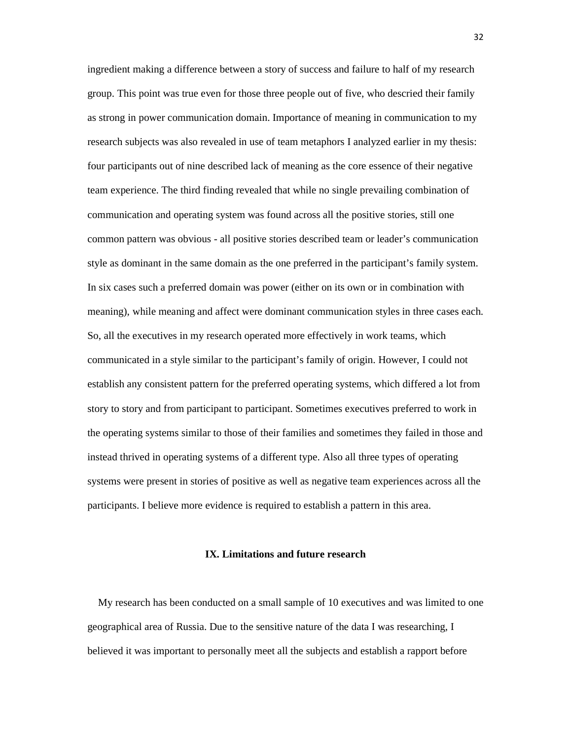ingredient making a difference between a story of success and failure to half of my research group. This point was true even for those three people out of five, who descried their family as strong in power communication domain. Importance of meaning in communication to my research subjects was also revealed in use of team metaphors I analyzed earlier in my thesis: four participants out of nine described lack of meaning as the core essence of their negative team experience. The third finding revealed that while no single prevailing combination of communication and operating system was found across all the positive stories, still one common pattern was obvious - all positive stories described team or leader's communication style as dominant in the same domain as the one preferred in the participant's family system. In six cases such a preferred domain was power (either on its own or in combination with meaning), while meaning and affect were dominant communication styles in three cases each. So, all the executives in my research operated more effectively in work teams, which communicated in a style similar to the participant's family of origin. However, I could not establish any consistent pattern for the preferred operating systems, which differed a lot from story to story and from participant to participant. Sometimes executives preferred to work in the operating systems similar to those of their families and sometimes they failed in those and instead thrived in operating systems of a different type. Also all three types of operating systems were present in stories of positive as well as negative team experiences across all the participants. I believe more evidence is required to establish a pattern in this area.

## IX. Limitations and future research

My research has been conducted on a small sample of 10 executives and was limited to one geographical area of Russia. Due to the sensitive nature of the data I was researching, I believed it was important to personally meet all the subjects and establish a rapport before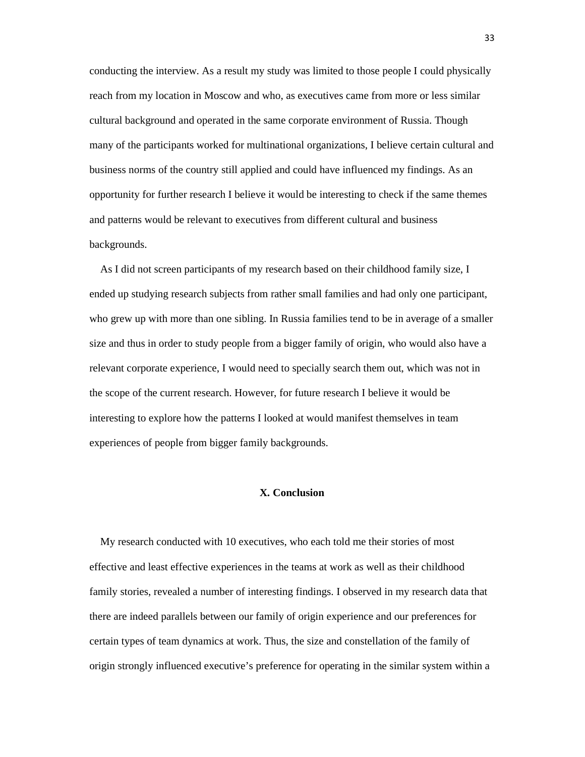conducting the interview. As a result my study was limited to those people I could physically reach from my location in Moscow and who, as executives came from more or less similar cultural background and operated in the same corporate environment of Russia. Though many of the participants worked for multinational organizations, I believe certain cultural and business norms of the country still applied and could have influenced my findings. As an opportunity for further research I believe it would be interesting to check if the same themes and patterns would be relevant to executives from different cultural and business backgrounds.

As I did not screen participants of my research based on their childhood family size, I ended up studying research subjects from rather small families and had only one participant, who grew up with more than one sibling. In Russia families tend to be in average of a smaller size and thus in order to study people from a bigger family of origin, who would also have a relevant corporate experience, I would need to specially search them out, which was not in the scope of the current research. However, for future research I believe it would be interesting to explore how the patterns I looked at would manifest themselves in team experiences of people from bigger family backgrounds.

## X. Conclusion

My research conducted with 10 executives, who each told me their stories of most effective and least effective experiences in the teams at work as well as their childhood family stories, revealed a number of interesting findings. I observed in my research data that there are indeed parallels between our family of origin experience and our preferences for certain types of team dynamics at work. Thus, the size and constellation of the family of origin strongly influenced executive's preference for operating in the similar system within a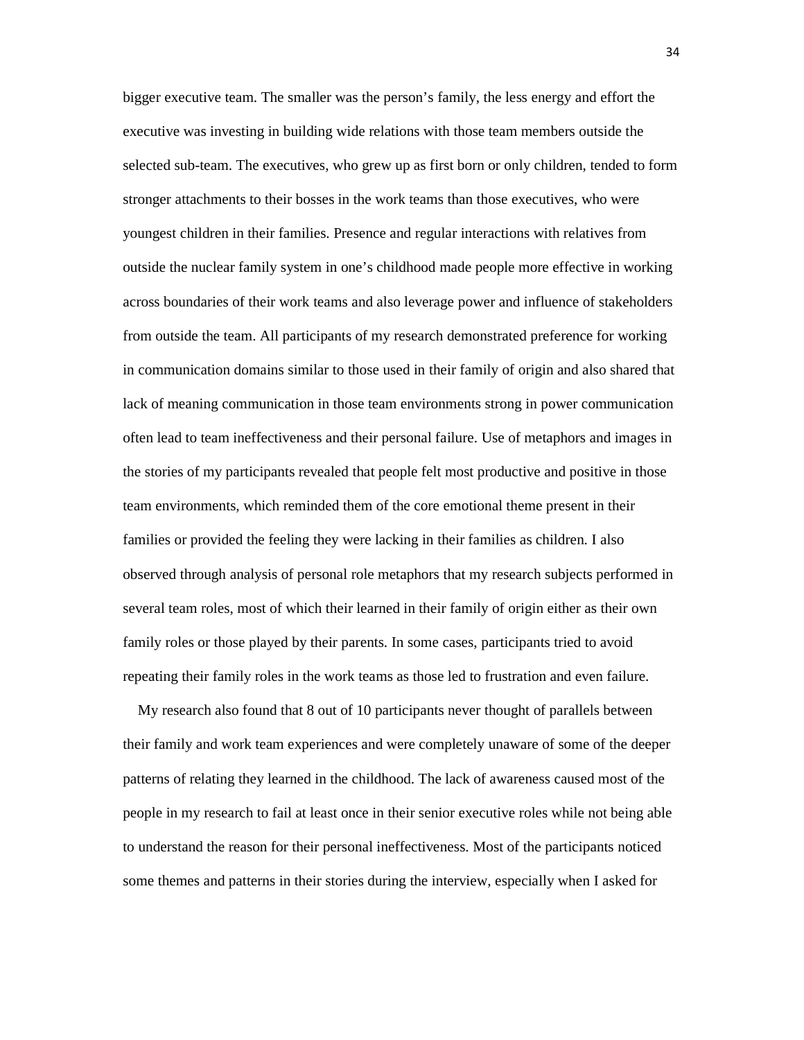bigger executive team. The smaller was the person's family, the less energy and effort the executive was investing in building wide relations with those team members outside the selected sub-team. The executives, who grew up as first born or only children, tended to form stronger attachments to their bosses in the work teams than those executives, who were youngest children in their families. Presence and regular interactions with relatives from outside the nuclear family system in one's childhood made people more effective in working across boundaries of their work teams and also leverage power and influence of stakeholders from outside the team. All participants of my research demonstrated preference for working in communication domains similar to those used in their family of origin and also shared that lack of meaning communication in those team environments strong in power communication often lead to team ineffectiveness and their personal failure. Use of metaphors and images in the stories of my participants revealed that people felt most productive and positive in those team environments, which reminded them of the core emotional theme present in their families or provided the feeling they were lacking in their families as children. I also observed through analysis of personal role metaphors that my research subjects performed in several team roles, most of which their learned in their family of origin either as their own family roles or those played by their parents. In some cases, participants tried to avoid repeating their family roles in the work teams as those led to frustration and even failure.

My research also found that 8 out of 10 participants never thought of parallels between their family and work team experiences and were completely unaware of some of the deeper patterns of relating they learned in the childhood. The lack of awareness caused most of the people in my research to fail at least once in their senior executive roles while not being able to understand the reason for their personal ineffectiveness. Most of the participants noticed some themes and patterns in their stories during the interview, especially when I asked for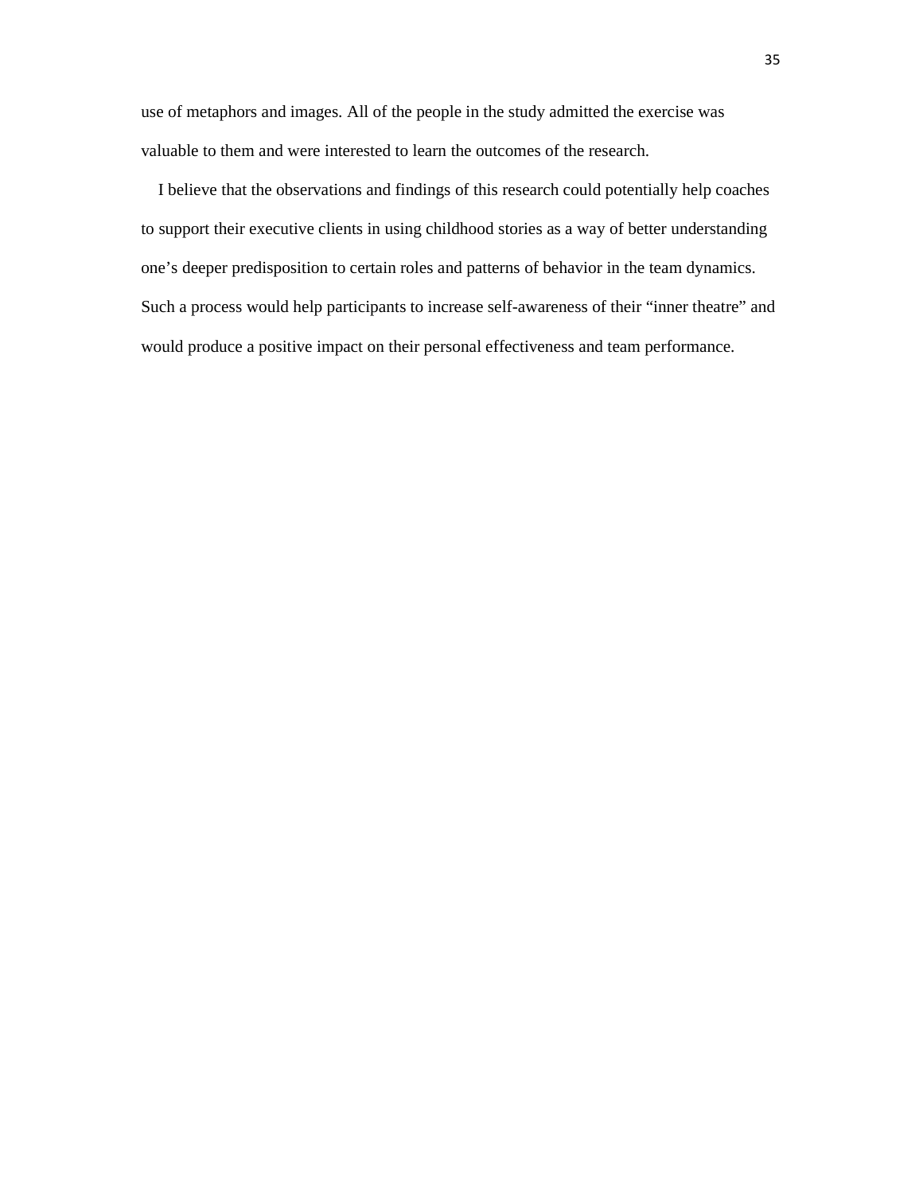use of metaphors and images. All of the people in the study admitted the exercise was valuable to them and were interested to learn the outcomes of the research.

I believe that the observations and findings of this research could potentially help coaches to support their executive clients in using childhood stories as a way of better understanding one's deeper predisposition to certain roles and patterns of behavior in the team dynamics. Such a process would help participants to increase self-awareness of their "inner theatre" and would produce a positive impact on their personal effectiveness and team performance.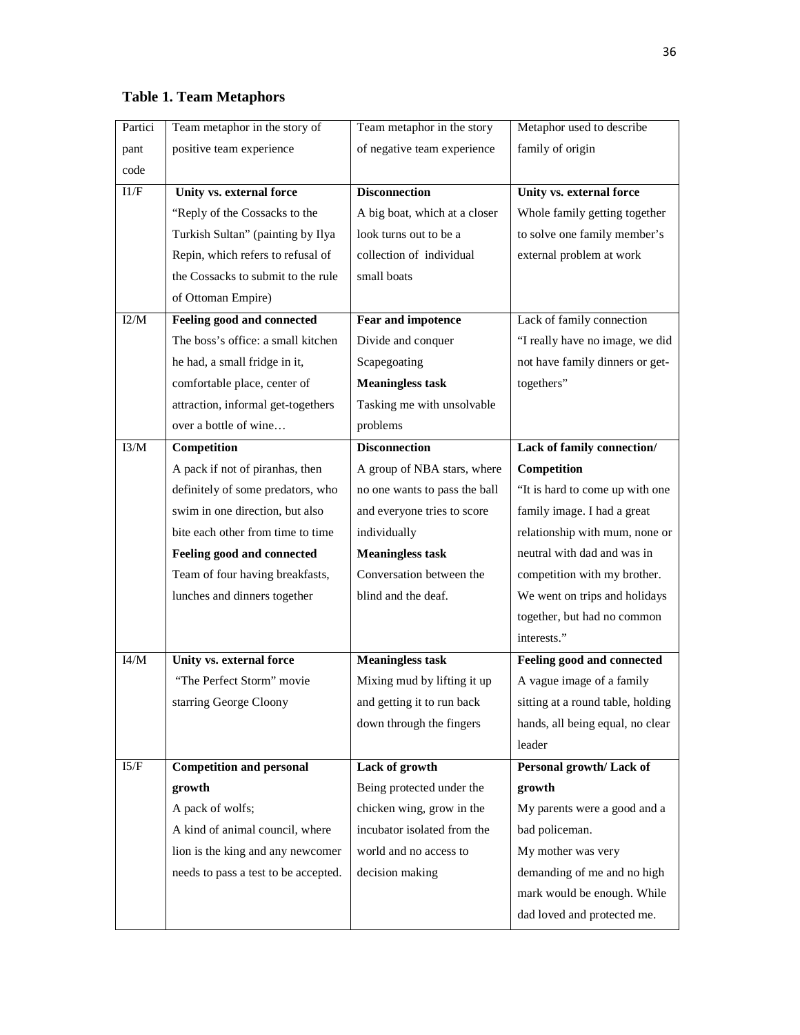**Table 1. Team Metaphors**

| Participant code | Team metaphor in the story of positive team experience | Team metaphor in the story of negative team experience | Metaphor used to describe family of origin |
|---|---|---|---|
| I1/F | **Unity vs. external force** "Reply of the Cossacks to the Turkish Sultan" (painting by Ilya Repin, which refers to refusal of the Cossacks to submit to the rule of Ottoman Empire) | **Disconnection** A big boat, which at a closer look turns out to be a collection of individual small boats | **Unity vs. external force** Whole family getting together to solve one family member's external problem at work |
| I2/M | **Feeling good and connected** The boss's office: a small kitchen he had, a small fridge in it, comfortable place, center of attraction, informal get-togethers over a bottle of wine… | **Fear and impotence** Divide and conquer Scapegoating **Meaningless task** Tasking me with unsolvable problems | Lack of family connection "I really have no image, we did not have family dinners or get-togethers" |
| I3/M | **Competition** A pack if not of piranhas, then definitely of some predators, who swim in one direction, but also bite each other from time to time **Feeling good and connected** Team of four having breakfasts, lunches and dinners together | **Disconnection** A group of NBA stars, where no one wants to pass the ball and everyone tries to score individually **Meaningless task** Conversation between the blind and the deaf. | **Lack of family connection/ Competition** "It is hard to come up with one family image. I had a great relationship with mum, none or neutral with dad and was in competition with my brother. We went on trips and holidays together, but had no common interests." |
| I4/M | **Unity vs. external force** "The Perfect Storm" movie starring George Cloony | **Meaningless task** Mixing mud by lifting it up and getting it to run back down through the fingers | **Feeling good and connected** A vague image of a family sitting at a round table, holding hands, all being equal, no clear leader |
| I5/F | **Competition and personal growth** A pack of wolfs; A kind of animal council, where lion is the king and any newcomer needs to pass a test to be accepted. | **Lack of growth** Being protected under the chicken wing, grow in the incubator isolated from the world and no access to decision making | **Personal growth/ Lack of growth** My parents were a good and a bad policeman. My mother was very demanding of me and no high mark would be enough. While dad loved and protected me. |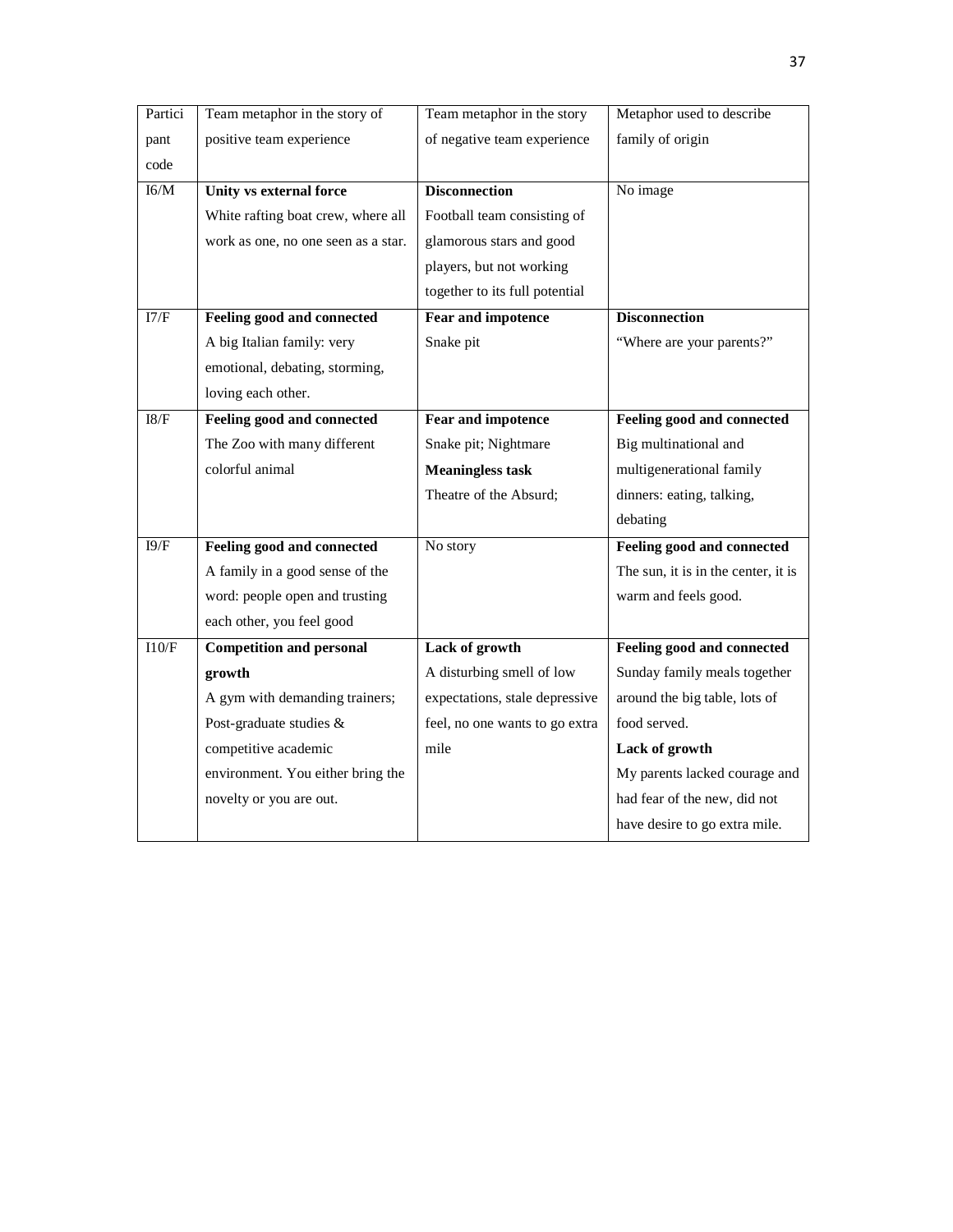| Participant code | Team metaphor in the story of positive team experience | Team metaphor in the story of negative team experience | Metaphor used to describe family of origin |
|---|---|---|---|
| I6/M | **Unity vs external force** White rafting boat crew, where all work as one, no one seen as a star. | **Disconnection** Football team consisting of glamorous stars and good players, but not working together to its full potential | No image |
| I7/F | **Feeling good and connected** A big Italian family: very emotional, debating, storming, loving each other. | **Fear and impotence** Snake pit | **Disconnection** "Where are your parents?" |
| I8/F | **Feeling good and connected** The Zoo with many different colorful animal | **Fear and impotence** Snake pit; Nightmare **Meaningless task** Theatre of the Absurd; | **Feeling good and connected** Big multinational and multigenerational family dinners: eating, talking, debating |
| I9/F | **Feeling good and connected** A family in a good sense of the word: people open and trusting each other, you feel good | No story | **Feeling good and connected** The sun, it is in the center, it is warm and feels good. |
| I10/F | **Competition and personal growth** A gym with demanding trainers; Post-graduate studies & competitive academic environment. You either bring the novelty or you are out. | **Lack of growth** A disturbing smell of low expectations, stale depressive feel, no one wants to go extra mile | **Feeling good and connected** Sunday family meals together around the big table, lots of food served. **Lack of growth** My parents lacked courage and had fear of the new, did not have desire to go extra mile. |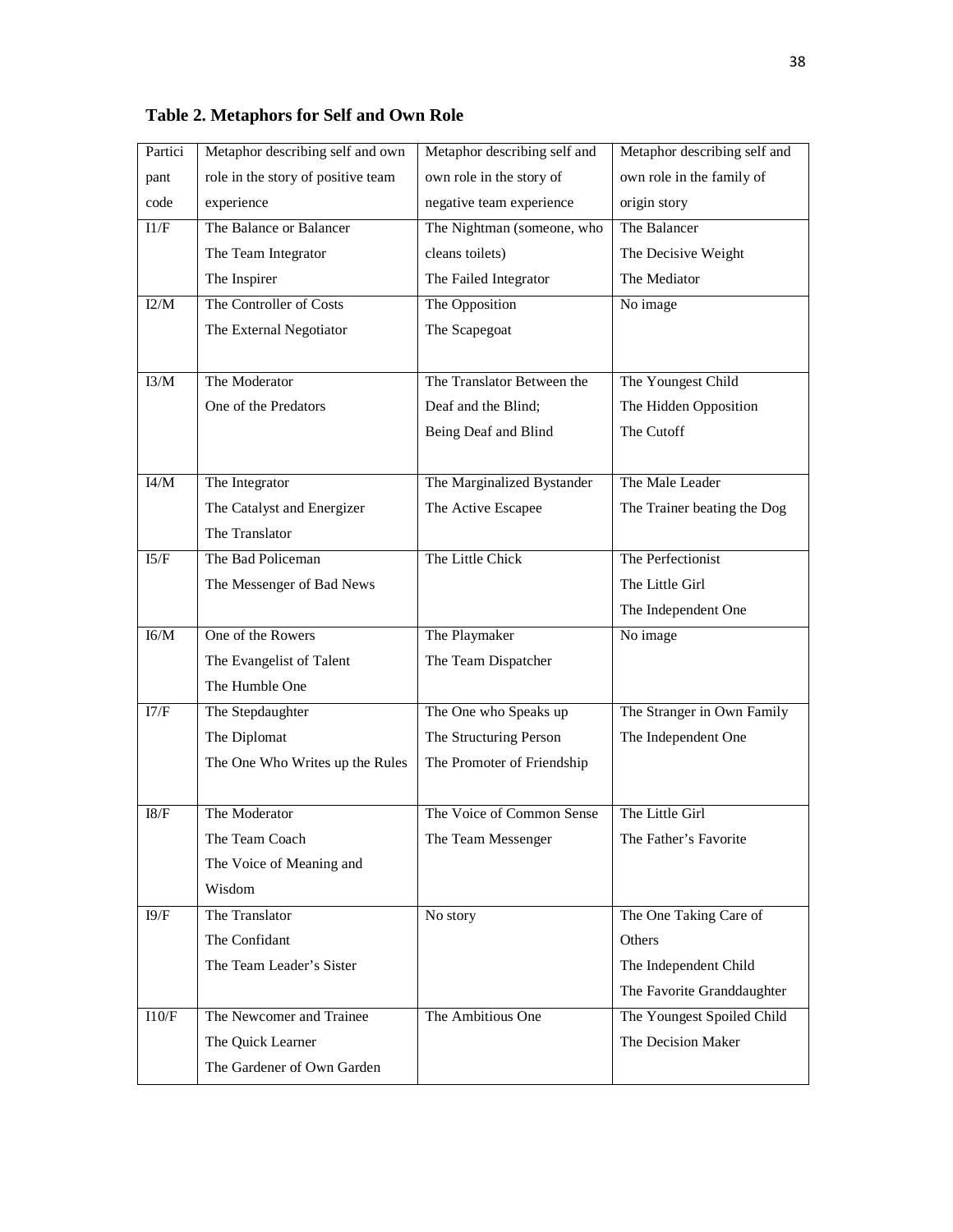**Table 2. Metaphors for Self and Own Role**

| Participant code | Metaphor describing self and own role in the story of positive team experience | Metaphor describing self and own role in the story of negative team experience | Metaphor describing self and own role in the family of origin story |
|---|---|---|---|
| I1/F | The Balance or Balancer<br>The Team Integrator<br>The Inspirer | The Nightman (someone, who cleans toilets)<br>The Failed Integrator | The Balancer<br>The Decisive Weight<br>The Mediator |
| I2/M | The Controller of Costs<br>The External Negotiator | The Opposition<br>The Scapegoat | No image |
| I3/M | The Moderator<br>One of the Predators | The Translator Between the Deaf and the Blind;<br>Being Deaf and Blind | The Youngest Child<br>The Hidden Opposition<br>The Cutoff |
| I4/M | The Integrator<br>The Catalyst and Energizer<br>The Translator | The Marginalized Bystander<br>The Active Escapee | The Male Leader<br>The Trainer beating the Dog |
| I5/F | The Bad Policeman<br>The Messenger of Bad News | The Little Chick | The Perfectionist<br>The Little Girl<br>The Independent One |
| I6/M | One of the Rowers<br>The Evangelist of Talent<br>The Humble One | The Playmaker<br>The Team Dispatcher | No image |
| I7/F | The Stepdaughter<br>The Diplomat<br>The One Who Writes up the Rules | The One who Speaks up<br>The Structuring Person<br>The Promoter of Friendship | The Stranger in Own Family<br>The Independent One |
| I8/F | The Moderator<br>The Team Coach<br>The Voice of Meaning and Wisdom | The Voice of Common Sense<br>The Team Messenger | The Little Girl<br>The Father's Favorite |
| I9/F | The Translator<br>The Confidant<br>The Team Leader's Sister | No story | The One Taking Care of Others<br>The Independent Child<br>The Favorite Granddaughter |
| I10/F | The Newcomer and Trainee<br>The Quick Learner<br>The Gardener of Own Garden | The Ambitious One | The Youngest Spoiled Child<br>The Decision Maker |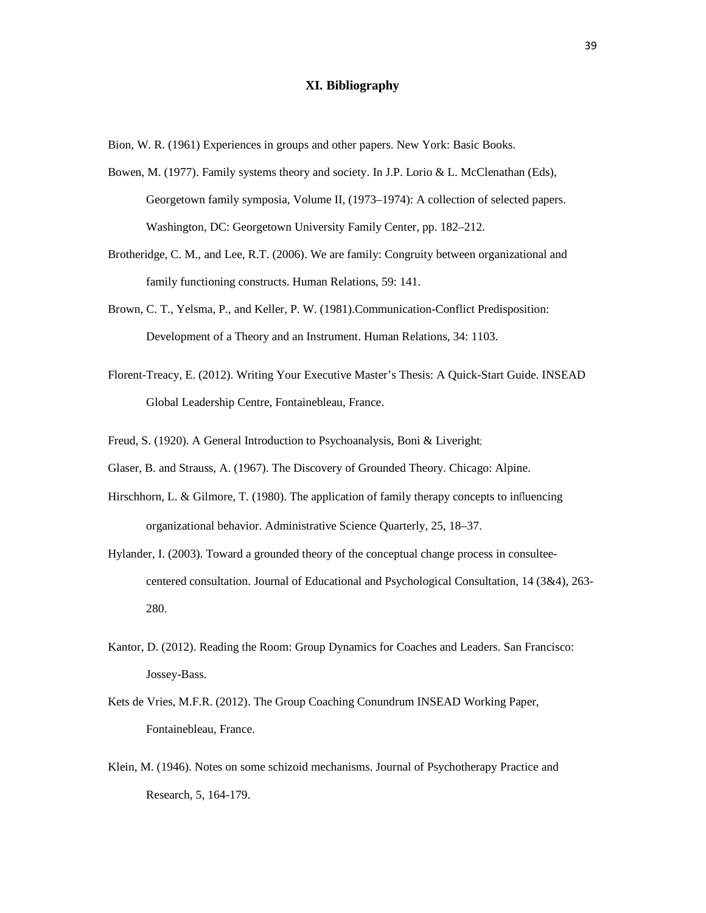## XI. Bibliography

Bion, W. R. (1961) Experiences in groups and other papers. New York: Basic Books.

Bowen, M. (1977). Family systems theory and society. In J.P. Lorio & L. McClenathan (Eds), Georgetown family symposia, Volume II, (1973–1974): A collection of selected papers. Washington, DC: Georgetown University Family Center, pp. 182–212.

Brotheridge, C. M., and Lee, R.T. (2006). We are family: Congruity between organizational and family functioning constructs. Human Relations, 59: 141.

Brown, C. T., Yelsma, P., and Keller, P. W. (1981).Communication-Conflict Predisposition: Development of a Theory and an Instrument. Human Relations, 34: 1103.

Florent-Treacy, E. (2012). Writing Your Executive Master's Thesis: A Quick-Start Guide. INSEAD Global Leadership Centre, Fontainebleau, France.

Freud, S. (1920). A General Introduction to Psychoanalysis, Boni & Liveright;

Glaser, B. and Strauss, A. (1967). The Discovery of Grounded Theory. Chicago: Alpine.

Hirschhorn, L. & Gilmore, T. (1980). The application of family therapy concepts to influencing organizational behavior. Administrative Science Quarterly, 25, 18–37.

Hylander, I. (2003). Toward a grounded theory of the conceptual change process in consultee-centered consultation. Journal of Educational and Psychological Consultation, 14 (3&4), 263-280.

Kantor, D. (2012). Reading the Room: Group Dynamics for Coaches and Leaders. San Francisco: Jossey-Bass.

Kets de Vries, M.F.R. (2012). The Group Coaching Conundrum INSEAD Working Paper, Fontainebleau, France.

Klein, M. (1946). Notes on some schizoid mechanisms. Journal of Psychotherapy Practice and Research, 5, 164-179.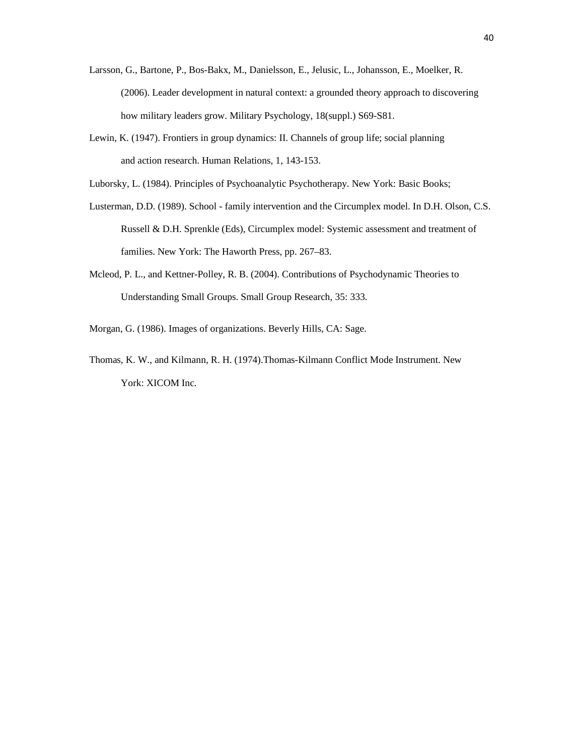Larsson, G., Bartone, P., Bos-Bakx, M., Danielsson, E., Jelusic, L., Johansson, E., Moelker, R. (2006). Leader development in natural context: a grounded theory approach to discovering how military leaders grow. Military Psychology, 18(suppl.) S69-S81.

Lewin, K. (1947). Frontiers in group dynamics: II. Channels of group life; social planning and action research. Human Relations, 1, 143-153.

Luborsky, L. (1984). Principles of Psychoanalytic Psychotherapy. New York: Basic Books;

Lusterman, D.D. (1989). School - family intervention and the Circumplex model. In D.H. Olson, C.S. Russell & D.H. Sprenkle (Eds), Circumplex model: Systemic assessment and treatment of families. New York: The Haworth Press, pp. 267–83.

Mcleod, P. L., and Kettner-Polley, R. B. (2004). Contributions of Psychodynamic Theories to Understanding Small Groups. Small Group Research, 35: 333.

Morgan, G. (1986). Images of organizations. Beverly Hills, CA: Sage.

Thomas, K. W., and Kilmann, R. H. (1974).Thomas-Kilmann Conflict Mode Instrument. New York: XICOM Inc.